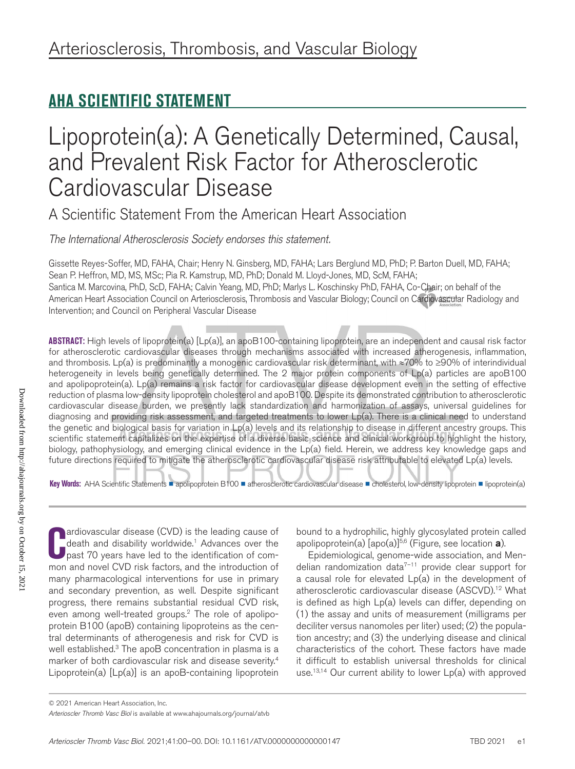# Arteriosclerosis, Thrombosis, and Vascular Biology

## AHA SCIENTIFIC STATEMENT

# Lipoprotein(a): A Genetically Determined, Causal, and Prevalent Risk Factor for Atherosclerotic Cardiovascular Disease

## A Scientific Statement From the American Heart Association

*The International Atherosclerosis Society endorses this statement.*

Gissette Reyes-Soffer, MD, FAHA, Chair; Henry N. Ginsberg, MD, FAHA; Lars Berglund MD, PhD; P. Barton Duell, MD, FAHA; Sean P. Heffron, MD, MS, MSc; Pia R. Kamstrup, MD, PhD; Donald M. Lloyd-Jones, MD, ScM, FAHA; Santica M. Marcovina, PhD, ScD, FAHA; Calvin Yeang, MD, PhD; Marlys L. Koschinsky PhD, FAHA, Co-Chair; on behalf of the American Heart Association Council on Arteriosclerosis, Thrombosis and Vascular Biology; Council on Cardiovascular Radiology and Intervention; and Council on Peripheral Vascular Disease

**ABSTRACT:** High levels of lipoprotein(a) [Lp(a)], an apoB100-containing lipoprotein, are an independent and causal risk factor for atherosclerotic cardiovascular diseases through mechanisms associated with increased atherogenesis, inflammation, and thrombosis. Lp(a) is predominantly a monogenic cardiovascular risk determinant, with ≈70% to ≥90% of interindividual heterogeneity in levels being genetically determined. The 2 major protein components of Lp(a) particles are apoB100 and apolipoprotein(a). Lp(a) remains a risk factor for cardiovascular disease development even in the setting of effective reduction of plasma low-density lipoprotein cholesterol and apoB100. Despite its demonstrated contribution to atherosclerotic cardiovascular disease burden, we presently lack standardization and harmonization of assays, universal guidelines for diagnosing and providing risk assessment, and targeted treatments to lower Lp(a). There is a clinical need to understand the genetic and biological basis for variation in Lp(a) levels and its relationship to disease in different ancestry groups. This scientific statement capitalizes on the expertise of a diverse basic science and clinical workgroup to highlight the history, biology, pathophysiology, and emerging clinical evidence in the Lp(a) field. Herein, we address key knowledge gaps and future directions required to mitigate the atherosclerotic cardiovascular disease risk attributable to elevated Lp(a) levels.

**Key Words:** AHA Scientific Statements ■ apolipoprotein B100 ■ atherosclerotic cardiovascular disease ■ cholesterol, low-density lipoprotein ■ lipoprotein(a)

Cardiovascular disease (CVD) is the leading cause of death and disability worldwide.[1] Advances over the past 70 years have led to the identification of common and novel CVD risk factors, and the introduction of many pharmacological interventions for use in primary and secondary prevention, as well. Despite significant progress, there remains substantial residual CVD risk, even among well-treated groups.[2] The role of apolipoprotein B100 (apoB) containing lipoproteins as the central determinants of atherogenesis and risk for CVD is well established.[3] The apoB concentration in plasma is a marker of both cardiovascular risk and disease severity.[4] Lipoprotein(a) [Lp(a)] is an apoB-containing lipoprotein bound to a hydrophilic, highly glycosylated protein called apolipoprotein(a) [apo(a)][5,6] (Figure, see location **a**).

Epidemiological, genome-wide association, and Mendelian randomization data[7–11] provide clear support for a causal role for elevated Lp(a) in the development of atherosclerotic cardiovascular disease (ASCVD).[12] What is defined as high Lp(a) levels can differ, depending on (1) the assay and units of measurement (milligrams per deciliter versus nanomoles per liter) used; (2) the population ancestry; and (3) the underlying disease and clinical characteristics of the cohort. These factors have made it difficult to establish universal thresholds for clinical use.[13,14] Our current ability to lower Lp(a) with approved

© 2021 American Heart Association, Inc.

*Arterioscler Thromb Vasc Biol* is available at www.ahajournals.org/journal/atvb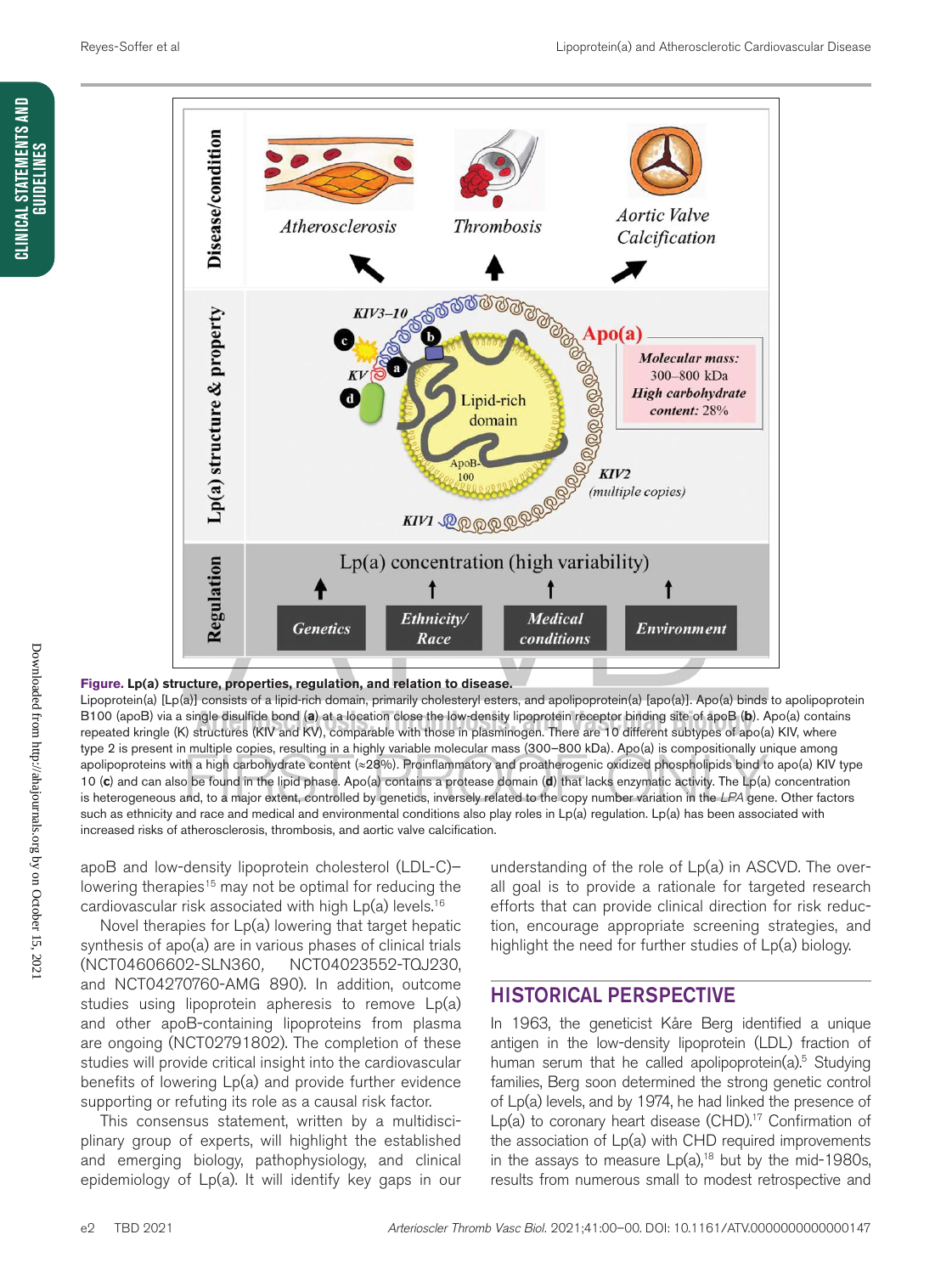**Figure. Lp(a) structure, properties, regulation, and relation to disease.**
Lipoprotein(a) [Lp(a)] consists of a lipid-rich domain, primarily cholesteryl esters, and apolipoprotein(a) [apo(a)]. Apo(a) binds to apolipoprotein B100 (apoB) via a single disulfide bond (**a**) at a location close the low-density lipoprotein receptor binding site of apoB (**b**). Apo(a) contains repeated kringle (K) structures (KIV and KV), comparable with those in plasminogen. There are 10 different subtypes of apo(a) KIV, where type 2 is present in multiple copies, resulting in a highly variable molecular mass (300–800 kDa). Apo(a) is compositionally unique among apolipoproteins with a high carbohydrate content (≈28%). Proinflammatory and proatherogenic oxidized phospholipids bind to apo(a) KIV type 10 (**c**) and can also be found in the lipid phase. Apo(a) contains a protease domain (**d**) that lacks enzymatic activity. The Lp(a) concentration is heterogeneous and, to a major extent, controlled by genetics, inversely related to the copy number variation in the *LPA* gene. Other factors such as ethnicity and race and medical and environmental conditions also play roles in Lp(a) regulation. Lp(a) has been associated with increased risks of atherosclerosis, thrombosis, and aortic valve calcification.

apoB and low-density lipoprotein cholesterol (LDL-C)–lowering therapies[15] may not be optimal for reducing the cardiovascular risk associated with high Lp(a) levels.[16]

Novel therapies for Lp(a) lowering that target hepatic synthesis of apo(a) are in various phases of clinical trials (NCT04606602-SLN360, NCT04023552-TQJ230, and NCT04270760-AMG 890). In addition, outcome studies using lipoprotein apheresis to remove Lp(a) and other apoB-containing lipoproteins from plasma are ongoing (NCT02791802). The completion of these studies will provide critical insight into the cardiovascular benefits of lowering Lp(a) and provide further evidence supporting or refuting its role as a causal risk factor.

This consensus statement, written by a multidisciplinary group of experts, will highlight the established and emerging biology, pathophysiology, and clinical epidemiology of Lp(a). It will identify key gaps in our understanding of the role of Lp(a) in ASCVD. The overall goal is to provide a rationale for targeted research efforts that can provide clinical direction for risk reduction, encourage appropriate screening strategies, and highlight the need for further studies of Lp(a) biology.

## HISTORICAL PERSPECTIVE

In 1963, the geneticist Kåre Berg identified a unique antigen in the low-density lipoprotein (LDL) fraction of human serum that he called apolipoprotein(a).[5] Studying families, Berg soon determined the strong genetic control of Lp(a) levels, and by 1974, he had linked the presence of Lp(a) to coronary heart disease (CHD).[17] Confirmation of the association of Lp(a) with CHD required improvements in the assays to measure Lp(a),[18] but by the mid-1980s, results from numerous small to modest retrospective and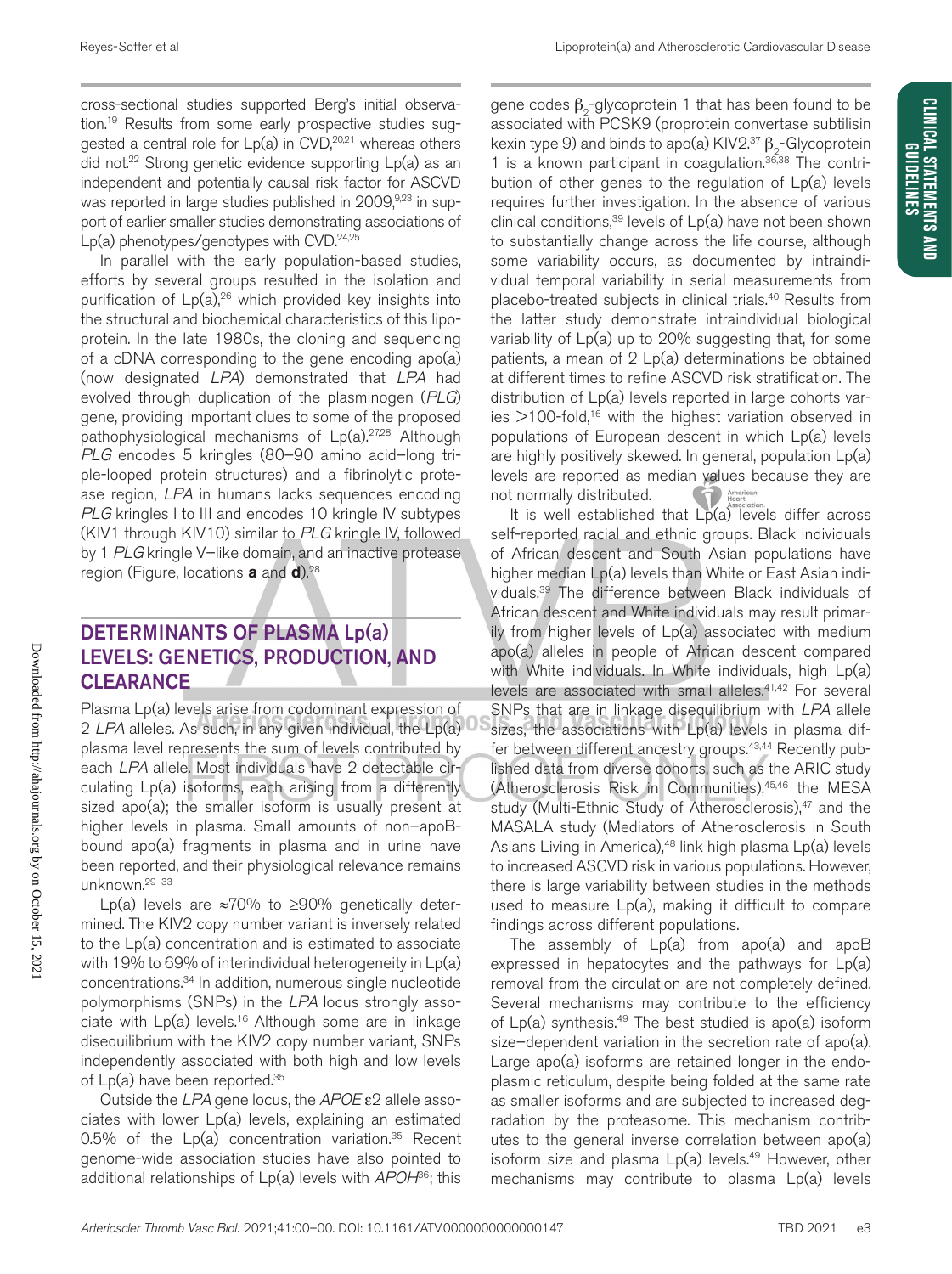cross-sectional studies supported Berg's initial observation.[19] Results from some early prospective studies suggested a central role for Lp(a) in CVD,[20,21] whereas others did not.[22] Strong genetic evidence supporting Lp(a) as an independent and potentially causal risk factor for ASCVD was reported in large studies published in 2009,[9,23] in support of earlier smaller studies demonstrating associations of Lp(a) phenotypes/genotypes with CVD.[24,25]

In parallel with the early population-based studies, efforts by several groups resulted in the isolation and purification of Lp(a),[26] which provided key insights into the structural and biochemical characteristics of this lipoprotein. In the late 1980s, the cloning and sequencing of a cDNA corresponding to the gene encoding apo(a) (now designated *LPA*) demonstrated that *LPA* had evolved through duplication of the plasminogen (*PLG*) gene, providing important clues to some of the proposed pathophysiological mechanisms of Lp(a).[27,28] Although *PLG* encodes 5 kringles (80–90 amino acid–long triple-looped protein structures) and a fibrinolytic protease region, *LPA* in humans lacks sequences encoding *PLG* kringles I to III and encodes 10 kringle IV subtypes (KIV1 through KIV10) similar to *PLG* kringle IV, followed by 1 *PLG* kringle V–like domain, and an inactive protease region (Figure, locations **a** and **d**).[28]

## DETERMINANTS OF PLASMA Lp(a) LEVELS: GENETICS, PRODUCTION, AND CLEARANCE

Plasma Lp(a) levels arise from codominant expression of 2 *LPA* alleles. As such, in any given individual, the Lp(a) plasma level represents the sum of levels contributed by each *LPA* allele. Most individuals have 2 detectable circulating Lp(a) isoforms, each arising from a differently sized apo(a); the smaller isoform is usually present at higher levels in plasma. Small amounts of non–apoB-bound apo(a) fragments in plasma and in urine have been reported, and their physiological relevance remains unknown.[29–33]

Lp(a) levels are ≈70% to ≥90% genetically determined. The KIV2 copy number variant is inversely related to the Lp(a) concentration and is estimated to associate with 19% to 69% of interindividual heterogeneity in Lp(a) concentrations.[34] In addition, numerous single nucleotide polymorphisms (SNPs) in the *LPA* locus strongly associate with Lp(a) levels.[16] Although some are in linkage disequilibrium with the KIV2 copy number variant, SNPs independently associated with both high and low levels of Lp(a) have been reported.[35]

Outside the *LPA* gene locus, the *APOE* ε2 allele associates with lower Lp(a) levels, explaining an estimated 0.5% of the Lp(a) concentration variation.[35] Recent genome-wide association studies have also pointed to additional relationships of Lp(a) levels with *APOH*[36]; this gene codes $\beta_2$-glycoprotein 1 that has been found to be associated with PCSK9 (proprotein convertase subtilisin kexin type 9) and binds to apo(a) KIV2.[37] $\beta_2$-Glycoprotein 1 is a known participant in coagulation.[36,38] The contribution of other genes to the regulation of Lp(a) levels requires further investigation. In the absence of various clinical conditions,[39] levels of Lp(a) have not been shown to substantially change across the life course, although some variability occurs, as documented by intraindividual temporal variability in serial measurements from placebo-treated subjects in clinical trials.[40] Results from the latter study demonstrate intraindividual biological variability of Lp(a) up to 20% suggesting that, for some patients, a mean of 2 Lp(a) determinations be obtained at different times to refine ASCVD risk stratification. The distribution of Lp(a) levels reported in large cohorts varies >100-fold,[16] with the highest variation observed in populations of European descent in which Lp(a) levels are highly positively skewed. In general, population Lp(a) levels are reported as median values because they are not normally distributed.

It is well established that Lp(a) levels differ across self-reported racial and ethnic groups. Black individuals of African descent and South Asian populations have higher median Lp(a) levels than White or East Asian individuals.[39] The difference between Black individuals of African descent and White individuals may result primarily from higher levels of Lp(a) associated with medium apo(a) alleles in people of African descent compared with White individuals. In White individuals, high Lp(a) levels are associated with small alleles.[41,42] For several SNPs that are in linkage disequilibrium with *LPA* allele sizes, the associations with Lp(a) levels in plasma differ between different ancestry groups.[43,44] Recently published data from diverse cohorts, such as the ARIC study (Atherosclerosis Risk in Communities),[45,46] the MESA study (Multi-Ethnic Study of Atherosclerosis),[47] and the MASALA study (Mediators of Atherosclerosis in South Asians Living in America),[48] link high plasma Lp(a) levels to increased ASCVD risk in various populations. However, there is large variability between studies in the methods used to measure Lp(a), making it difficult to compare findings across different populations.

The assembly of Lp(a) from apo(a) and apoB expressed in hepatocytes and the pathways for Lp(a) removal from the circulation are not completely defined. Several mechanisms may contribute to the efficiency of Lp(a) synthesis.[49] The best studied is apo(a) isoform size–dependent variation in the secretion rate of apo(a). Large apo(a) isoforms are retained longer in the endoplasmic reticulum, despite being folded at the same rate as smaller isoforms and are subjected to increased degradation by the proteasome. This mechanism contributes to the general inverse correlation between apo(a) isoform size and plasma Lp(a) levels.[49] However, other mechanisms may contribute to plasma Lp(a) levels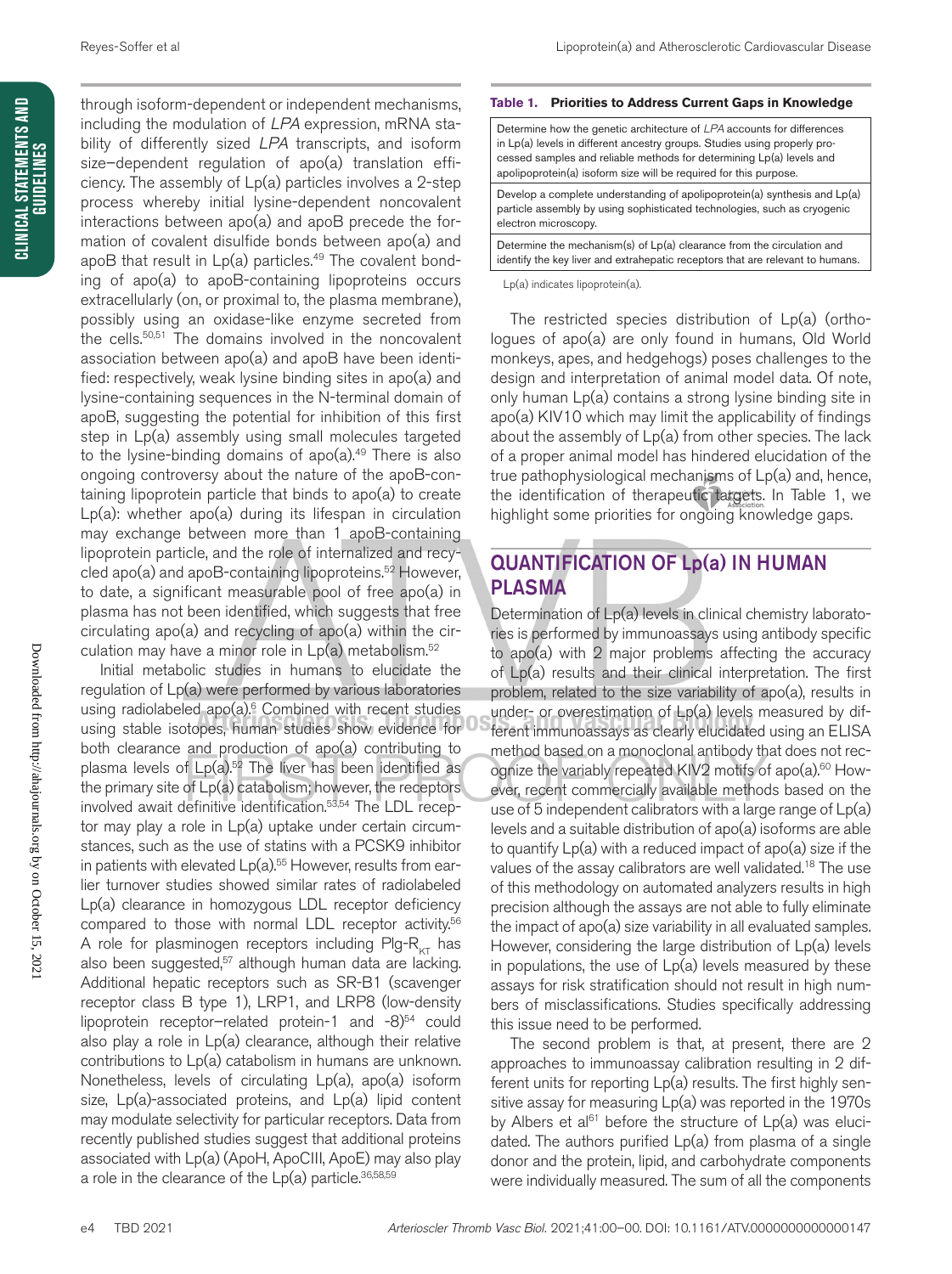through isoform-dependent or independent mechanisms, including the modulation of *LPA* expression, mRNA stability of differently sized *LPA* transcripts, and isoform size–dependent regulation of apo(a) translation efficiency. The assembly of Lp(a) particles involves a 2-step process whereby initial lysine-dependent noncovalent interactions between apo(a) and apoB precede the formation of covalent disulfide bonds between apo(a) and apoB that result in Lp(a) particles.[49] The covalent bonding of apo(a) to apoB-containing lipoproteins occurs extracellularly (on, or proximal to, the plasma membrane), possibly using an oxidase-like enzyme secreted from the cells.[50,51] The domains involved in the noncovalent association between apo(a) and apoB have been identified: respectively, weak lysine binding sites in apo(a) and lysine-containing sequences in the N-terminal domain of apoB, suggesting the potential for inhibition of this first step in Lp(a) assembly using small molecules targeted to the lysine-binding domains of apo(a).[49] There is also ongoing controversy about the nature of the apoB-containing lipoprotein particle that binds to apo(a) to create Lp(a): whether apo(a) during its lifespan in circulation may exchange between more than 1 apoB-containing lipoprotein particle, and the role of internalized and recycled apo(a) and apoB-containing lipoproteins.[52] However, to date, a significant measurable pool of free apo(a) in plasma has not been identified, which suggests that free circulating apo(a) and recycling of apo(a) within the circulation may have a minor role in Lp(a) metabolism.[52]

Initial metabolic studies in humans to elucidate the regulation of Lp(a) were performed by various laboratories using radiolabeled apo(a).[6] Combined with recent studies using stable isotopes, human studies show evidence for both clearance and production of apo(a) contributing to plasma levels of Lp(a).[52] The liver has been identified as the primary site of Lp(a) catabolism; however, the receptors involved await definitive identification.[53,54] The LDL receptor may play a role in Lp(a) uptake under certain circumstances, such as the use of statins with a PCSK9 inhibitor in patients with elevated Lp(a).[55] However, results from earlier turnover studies showed similar rates of radiolabeled Lp(a) clearance in homozygous LDL receptor deficiency compared to those with normal LDL receptor activity.[56] A role for plasminogen receptors including Plg-$R_{KT}$ has also been suggested,[57] although human data are lacking. Additional hepatic receptors such as SR-B1 (scavenger receptor class B type 1), LRP1, and LRP8 (low-density lipoprotein receptor–related protein-1 and -8)[54] could also play a role in Lp(a) clearance, although their relative contributions to Lp(a) catabolism in humans are unknown. Nonetheless, levels of circulating Lp(a), apo(a) isoform size, Lp(a)-associated proteins, and Lp(a) lipid content may modulate selectivity for particular receptors. Data from recently published studies suggest that additional proteins associated with Lp(a) (ApoH, ApoCIII, ApoE) may also play a role in the clearance of the Lp(a) particle.[36,58,59]

**Table 1. Priorities to Address Current Gaps in Knowledge**

| |
|---|
| Determine how the genetic architecture of *LPA* accounts for differences in Lp(a) levels in different ancestry groups. Studies using properly processed samples and reliable methods for determining Lp(a) levels and apolipoprotein(a) isoform size will be required for this purpose. |
| Develop a complete understanding of apolipoprotein(a) synthesis and Lp(a) particle assembly by using sophisticated technologies, such as cryogenic electron microscopy. |
| Determine the mechanism(s) of Lp(a) clearance from the circulation and identify the key liver and extrahepatic receptors that are relevant to humans. |

Lp(a) indicates lipoprotein(a).

The restricted species distribution of Lp(a) (orthologues of apo(a) are only found in humans, Old World monkeys, apes, and hedgehogs) poses challenges to the design and interpretation of animal model data. Of note, only human Lp(a) contains a strong lysine binding site in apo(a) KIV10 which may limit the applicability of findings about the assembly of Lp(a) from other species. The lack of a proper animal model has hindered elucidation of the true pathophysiological mechanisms of Lp(a) and, hence, the identification of therapeutic targets. In Table 1, we highlight some priorities for ongoing knowledge gaps.

## QUANTIFICATION OF Lp(a) IN HUMAN PLASMA

Determination of Lp(a) levels in clinical chemistry laboratories is performed by immunoassays using antibody specific to apo(a) with 2 major problems affecting the accuracy of Lp(a) results and their clinical interpretation. The first problem, related to the size variability of apo(a), results in under- or overestimation of Lp(a) levels measured by different immunoassays as clearly elucidated using an ELISA method based on a monoclonal antibody that does not recognize the variably repeated KIV2 motifs of apo(a).[60] However, recent commercially available methods based on the use of 5 independent calibrators with a large range of Lp(a) levels and a suitable distribution of apo(a) isoforms are able to quantify Lp(a) with a reduced impact of apo(a) size if the values of the assay calibrators are well validated.[18] The use of this methodology on automated analyzers results in high precision although the assays are not able to fully eliminate the impact of apo(a) size variability in all evaluated samples. However, considering the large distribution of Lp(a) levels in populations, the use of Lp(a) levels measured by these assays for risk stratification should not result in high numbers of misclassifications. Studies specifically addressing this issue need to be performed.

The second problem is that, at present, there are 2 approaches to immunoassay calibration resulting in 2 different units for reporting Lp(a) results. The first highly sensitive assay for measuring Lp(a) was reported in the 1970s by Albers et al[61] before the structure of Lp(a) was elucidated. The authors purified Lp(a) from plasma of a single donor and the protein, lipid, and carbohydrate components were individually measured. The sum of all the components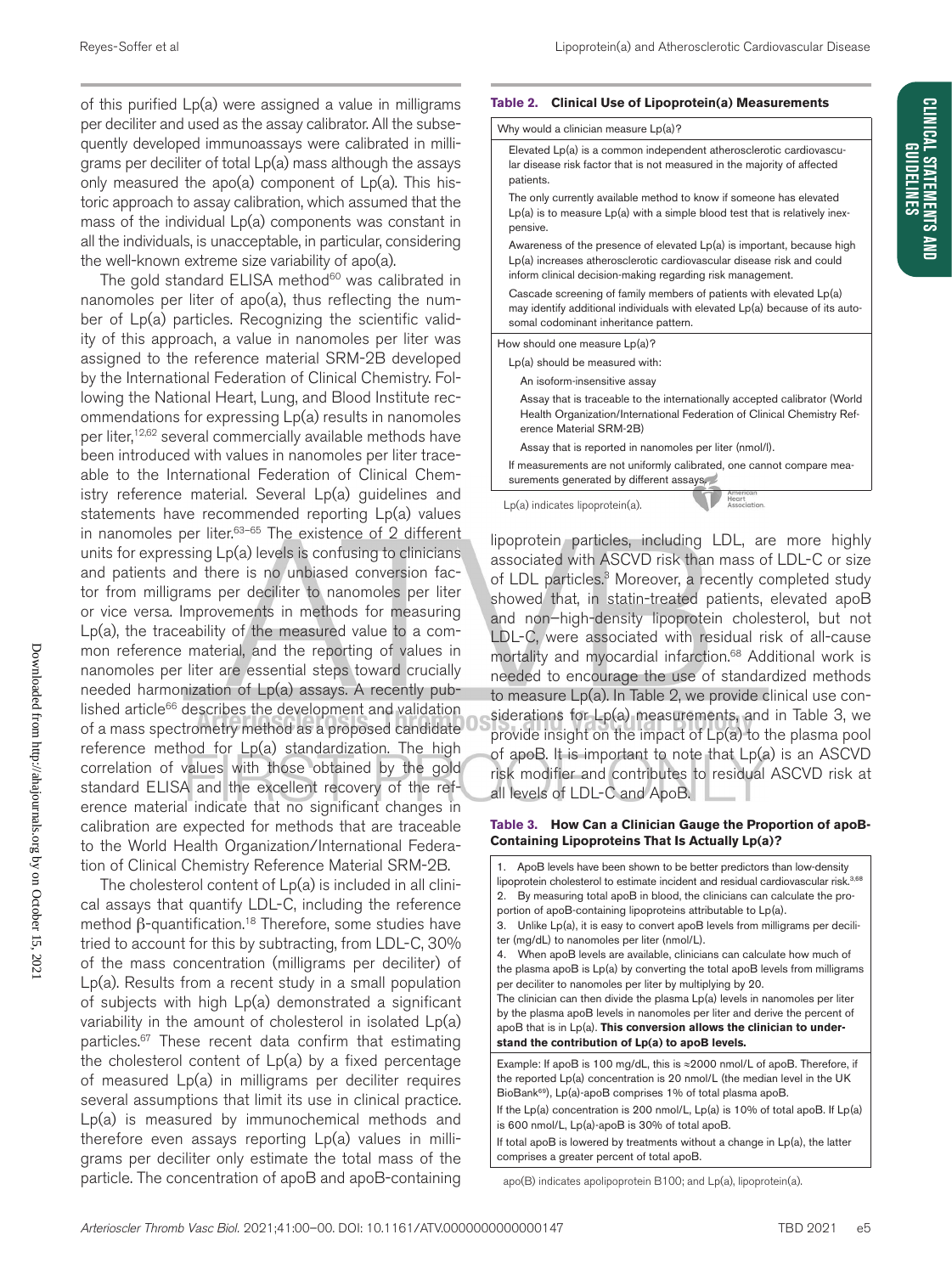of this purified Lp(a) were assigned a value in milligrams per deciliter and used as the assay calibrator. All the subsequently developed immunoassays were calibrated in milligrams per deciliter of total Lp(a) mass although the assays only measured the apo(a) component of Lp(a). This historic approach to assay calibration, which assumed that the mass of the individual Lp(a) components was constant in all the individuals, is unacceptable, in particular, considering the well-known extreme size variability of apo(a).

The gold standard ELISA method[60] was calibrated in nanomoles per liter of apo(a), thus reflecting the number of Lp(a) particles. Recognizing the scientific validity of this approach, a value in nanomoles per liter was assigned to the reference material SRM-2B developed by the International Federation of Clinical Chemistry. Following the National Heart, Lung, and Blood Institute recommendations for expressing Lp(a) results in nanomoles per liter,[12,62] several commercially available methods have been introduced with values in nanomoles per liter traceable to the International Federation of Clinical Chemistry reference material. Several Lp(a) guidelines and statements have recommended reporting Lp(a) values in nanomoles per liter.[63–65] The existence of 2 different units for expressing Lp(a) levels is confusing to clinicians and patients and there is no unbiased conversion factor from milligrams per deciliter to nanomoles per liter or vice versa. Improvements in methods for measuring Lp(a), the traceability of the measured value to a common reference material, and the reporting of values in nanomoles per liter are essential steps toward crucially needed harmonization of Lp(a) assays. A recently published article[66] describes the development and validation of a mass spectrometry method as a proposed candidate reference method for Lp(a) standardization. The high correlation of values with those obtained by the gold standard ELISA and the excellent recovery of the reference material indicate that no significant changes in calibration are expected for methods that are traceable to the World Health Organization/International Federation of Clinical Chemistry Reference Material SRM-2B.

The cholesterol content of Lp(a) is included in all clinical assays that quantify LDL-C, including the reference method β-quantification.[18] Therefore, some studies have tried to account for this by subtracting, from LDL-C, 30% of the mass concentration (milligrams per deciliter) of Lp(a). Results from a recent study in a small population of subjects with high Lp(a) demonstrated a significant variability in the amount of cholesterol in isolated Lp(a) particles.[67] These recent data confirm that estimating the cholesterol content of Lp(a) by a fixed percentage of measured Lp(a) in milligrams per deciliter requires several assumptions that limit its use in clinical practice. Lp(a) is measured by immunochemical methods and therefore even assays reporting Lp(a) values in milligrams per deciliter only estimate the total mass of the particle. The concentration of apoB and apoB-containing lipoprotein particles, including LDL, are more highly associated with ASCVD risk than mass of LDL-C or size of LDL particles.[3] Moreover, a recently completed study showed that, in statin-treated patients, elevated apoB and non–high-density lipoprotein cholesterol, but not LDL-C, were associated with residual risk of all-cause mortality and myocardial infarction.[68] Additional work is needed to encourage the use of standardized methods to measure Lp(a). In Table 2, we provide clinical use considerations for Lp(a) measurements, and in Table 3, we provide insight on the impact of Lp(a) to the plasma pool of apoB. It is important to note that Lp(a) is an ASCVD risk modifier and contributes to residual ASCVD risk at all levels of LDL-C and ApoB.

**Table 2. Clinical Use of Lipoprotein(a) Measurements**

| Why would a clinician measure Lp(a)? |
|---|
| Elevated Lp(a) is a common independent atherosclerotic cardiovascular disease risk factor that is not measured in the majority of affected patients. |
| The only currently available method to know if someone has elevated Lp(a) is to measure Lp(a) with a simple blood test that is relatively inexpensive. |
| Awareness of the presence of elevated Lp(a) is important, because high Lp(a) increases atherosclerotic cardiovascular disease risk and could inform clinical decision-making regarding risk management. |
| Cascade screening of family members of patients with elevated Lp(a) may identify additional individuals with elevated Lp(a) because of its autosomal codominant inheritance pattern. |
| **How should one measure Lp(a)?** |
| Lp(a) should be measured with: |
| An isoform-insensitive assay |
| Assay that is traceable to the internationally accepted calibrator (World Health Organization/International Federation of Clinical Chemistry Reference Material SRM-2B) |
| Assay that is reported in nanomoles per liter (nmol/l). |
| If measurements are not uniformly calibrated, one cannot compare measurements generated by different assays. |

Lp(a) indicates lipoprotein(a).

**Table 3. How Can a Clinician Gauge the Proportion of apoB-Containing Lipoproteins That Is Actually Lp(a)?**

| |
|---|
| 1. ApoB levels have been shown to be better predictors than low-density lipoprotein cholesterol to estimate incident and residual cardiovascular risk.[3,68] |
| 2. By measuring total apoB in blood, the clinicians can calculate the proportion of apoB-containing lipoproteins attributable to Lp(a). |
| 3. Unlike Lp(a), it is easy to convert apoB levels from milligrams per deciliter (mg/dL) to nanomoles per liter (nmol/L). |
| 4. When apoB levels are available, clinicians can calculate how much of the plasma apoB is Lp(a) by converting the total apoB levels from milligrams per deciliter to nanomoles per liter by multiplying by 20. The clinician can then divide the plasma Lp(a) levels in nanomoles per liter by the plasma apoB levels in nanomoles per liter and derive the percent of apoB that is in Lp(a). **This conversion allows the clinician to understand the contribution of Lp(a) to apoB levels.** |
| Example: If apoB is 100 mg/dL, this is ≈2000 nmol/L of apoB. Therefore, if the reported Lp(a) concentration is 20 nmol/L (the median level in the UK BioBank[69]), Lp(a)-apoB comprises 1% of total plasma apoB. If the Lp(a) concentration is 200 nmol/L, Lp(a) is 10% of total apoB. If Lp(a) is 600 nmol/L, Lp(a)-apoB is 30% of total apoB. If total apoB is lowered by treatments without a change in Lp(a), the latter comprises a greater percent of total apoB. |

apo(B) indicates apolipoprotein B100; and Lp(a), lipoprotein(a).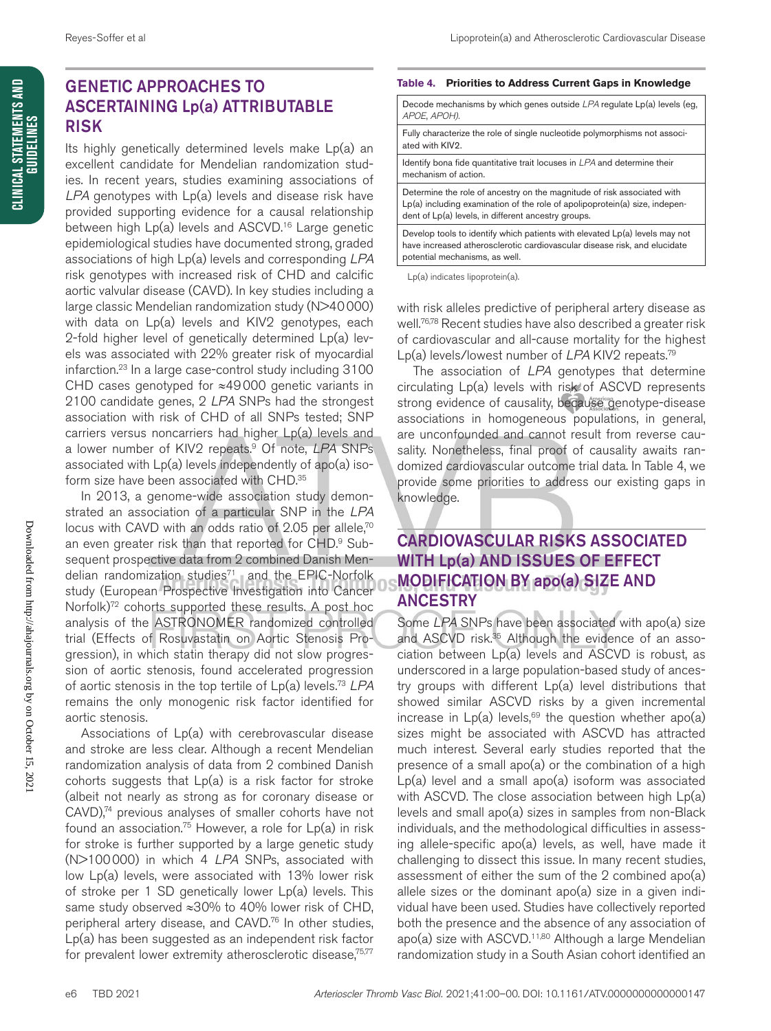## GENETIC APPROACHES TO ASCERTAINING Lp(a) ATTRIBUTABLE RISK

Its highly genetically determined levels make Lp(a) an excellent candidate for Mendelian randomization studies. In recent years, studies examining associations of *LPA* genotypes with Lp(a) levels and disease risk have provided supporting evidence for a causal relationship between high Lp(a) levels and ASCVD.[16] Large genetic epidemiological studies have documented strong, graded associations of high Lp(a) levels and corresponding *LPA* risk genotypes with increased risk of CHD and calcific aortic valvular disease (CAVD). In key studies including a large classic Mendelian randomization study (N>40 000) with data on Lp(a) levels and KIV2 genotypes, each 2-fold higher level of genetically determined Lp(a) levels was associated with 22% greater risk of myocardial infarction.[23] In a large case-control study including 3100 CHD cases genotyped for ≈49 000 genetic variants in 2100 candidate genes, 2 *LPA* SNPs had the strongest association with risk of CHD of all SNPs tested; SNP carriers versus noncarriers had higher Lp(a) levels and a lower number of KIV2 repeats.[9] Of note, *LPA* SNPs associated with Lp(a) levels independently of apo(a) isoform size have been associated with CHD.[35]

In 2013, a genome-wide association study demonstrated an association of a particular SNP in the *LPA* locus with CAVD with an odds ratio of 2.05 per allele,[70] an even greater risk than that reported for CHD.[9] Subsequent prospective data from 2 combined Danish Mendelian randomization studies[71] and the EPIC-Norfolk study (European Prospective Investigation into Cancer Norfolk)[72] cohorts supported these results. A post hoc analysis of the ASTRONOMER randomized controlled trial (Effects of Rosuvastatin on Aortic Stenosis Progression), in which statin therapy did not slow progression of aortic stenosis, found accelerated progression of aortic stenosis in the top tertile of Lp(a) levels.[73] *LPA* remains the only monogenic risk factor identified for aortic stenosis.

Associations of Lp(a) with cerebrovascular disease and stroke are less clear. Although a recent Mendelian randomization analysis of data from 2 combined Danish cohorts suggests that Lp(a) is a risk factor for stroke (albeit not nearly as strong as for coronary disease or CAVD),[74] previous analyses of smaller cohorts have not found an association.[75] However, a role for Lp(a) in risk for stroke is further supported by a large genetic study (N>100 000) in which 4 *LPA* SNPs, associated with low Lp(a) levels, were associated with 13% lower risk of stroke per 1 SD genetically lower Lp(a) levels. This same study observed ≈30% to 40% lower risk of CHD, peripheral artery disease, and CAVD.[76] In other studies, Lp(a) has been suggested as an independent risk factor for prevalent lower extremity atherosclerotic disease,[75,77] with risk alleles predictive of peripheral artery disease as well.[76,78] Recent studies have also described a greater risk of cardiovascular and all-cause mortality for the highest Lp(a) levels/lowest number of *LPA* KIV2 repeats.[79]

The association of *LPA* genotypes that determine circulating Lp(a) levels with risk of ASCVD represents strong evidence of causality, because genotype-disease associations in homogeneous populations, in general, are unconfounded and cannot result from reverse causality. Nonetheless, final proof of causality awaits randomized cardiovascular outcome trial data. In Table 4, we provide some priorities to address our existing gaps in knowledge.

**Table 4. Priorities to Address Current Gaps in Knowledge**

| |
|---|
| Decode mechanisms by which genes outside *LPA* regulate Lp(a) levels (eg, *APOE*, *APOH*). |
| Fully characterize the role of single nucleotide polymorphisms not associated with KIV2. |
| Identify bona fide quantitative trait locuses in *LPA* and determine their mechanism of action. |
| Determine the role of ancestry on the magnitude of risk associated with Lp(a) including examination of the role of apolipoprotein(a) size, independent of Lp(a) levels, in different ancestry groups. |
| Develop tools to identify which patients with elevated Lp(a) levels may not have increased atherosclerotic cardiovascular disease risk, and elucidate potential mechanisms, as well. |

Lp(a) indicates lipoprotein(a).

## CARDIOVASCULAR RISKS ASSOCIATED WITH Lp(a) AND ISSUES OF EFFECT MODIFICATION BY apo(a) SIZE AND ANCESTRY

Some *LPA* SNPs have been associated with apo(a) size and ASCVD risk.[35] Although the evidence of an association between Lp(a) levels and ASCVD is robust, as underscored in a large population-based study of ancestry groups with different Lp(a) level distributions that showed similar ASCVD risks by a given incremental increase in Lp(a) levels,[69] the question whether apo(a) sizes might be associated with ASCVD has attracted much interest. Several early studies reported that the presence of a small apo(a) or the combination of a high Lp(a) level and a small apo(a) isoform was associated with ASCVD. The close association between high Lp(a) levels and small apo(a) sizes in samples from non-Black individuals, and the methodological difficulties in assessing allele-specific apo(a) levels, as well, have made it challenging to dissect this issue. In many recent studies, assessment of either the sum of the 2 combined apo(a) allele sizes or the dominant apo(a) size in a given individual have been used. Studies have collectively reported both the presence and the absence of any association of apo(a) size with ASCVD.[11,80] Although a large Mendelian randomization study in a South Asian cohort identified an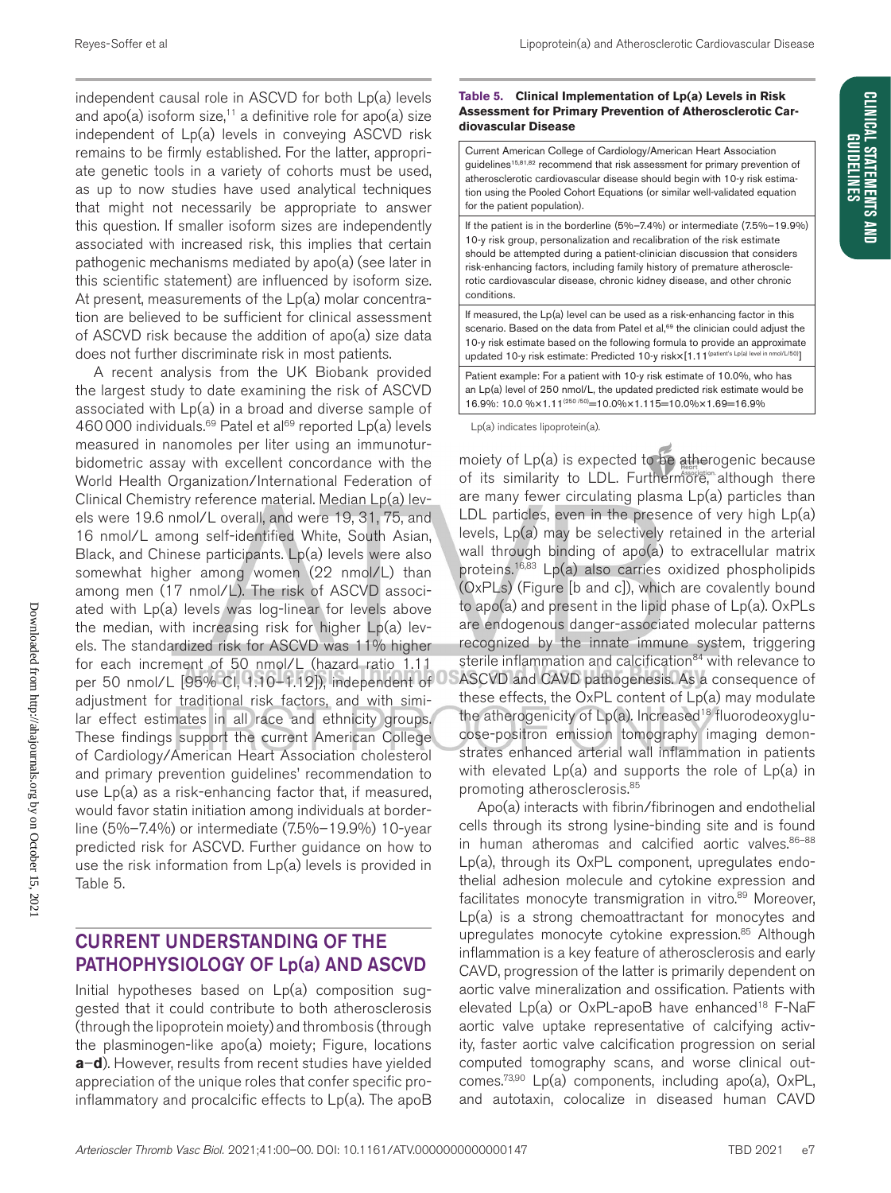independent causal role in ASCVD for both Lp(a) levels and apo(a) isoform size,[11] a definitive role for apo(a) size independent of Lp(a) levels in conveying ASCVD risk remains to be firmly established. For the latter, appropriate genetic tools in a variety of cohorts must be used, as up to now studies have used analytical techniques that might not necessarily be appropriate to answer this question. If smaller isoform sizes are independently associated with increased risk, this implies that certain pathogenic mechanisms mediated by apo(a) (see later in this scientific statement) are influenced by isoform size. At present, measurements of the Lp(a) molar concentration are believed to be sufficient for clinical assessment of ASCVD risk because the addition of apo(a) size data does not further discriminate risk in most patients.

A recent analysis from the UK Biobank provided the largest study to date examining the risk of ASCVD associated with Lp(a) in a broad and diverse sample of 460 000 individuals.[69] Patel et al[69] reported Lp(a) levels measured in nanomoles per liter using an immunoturbidometric assay with excellent concordance with the World Health Organization/International Federation of Clinical Chemistry reference material. Median Lp(a) levels were 19.6 nmol/L overall, and were 19, 31, 75, and 16 nmol/L among self-identified White, South Asian, Black, and Chinese participants. Lp(a) levels were also somewhat higher among women (22 nmol/L) than among men (17 nmol/L). The risk of ASCVD associated with Lp(a) levels was log-linear for levels above the median, with increasing risk for higher Lp(a) levels. The standardized risk for ASCVD was 11% higher for each increment of 50 nmol/L (hazard ratio 1.11 per 50 nmol/L [95% CI, 1.10–1.12]), independent of adjustment for traditional risk factors, and with similar effect estimates in all race and ethnicity groups. These findings support the current American College of Cardiology/American Heart Association cholesterol and primary prevention guidelines' recommendation to use Lp(a) as a risk-enhancing factor that, if measured, would favor statin initiation among individuals at borderline (5%–7.4%) or intermediate (7.5%–19.9%) 10-year predicted risk for ASCVD. Further guidance on how to use the risk information from Lp(a) levels is provided in Table 5.

**Table 5. Clinical Implementation of Lp(a) Levels in Risk Assessment for Primary Prevention of Atherosclerotic Cardiovascular Disease**

| |
|---|
| Current American College of Cardiology/American Heart Association guidelines[15,81,82] recommend that risk assessment for primary prevention of atherosclerotic cardiovascular disease should begin with 10-y risk estimation using the Pooled Cohort Equations (or similar well-validated equation for the patient population). |
| If the patient is in the borderline (5%–7.4%) or intermediate (7.5%–19.9%) 10-y risk group, personalization and recalibration of the risk estimate should be attempted during a patient-clinician discussion that considers risk-enhancing factors, including family history of premature atherosclerotic cardiovascular disease, chronic kidney disease, and other chronic conditions. |
| If measured, the Lp(a) level can be used as a risk-enhancing factor in this scenario. Based on the data from Patel et al,[69] the clinician could adjust the 10-y risk estimate based on the following formula to provide an approximate updated 10-y risk estimate: Predicted 10-y risk×[$1.11^{(\text{patient's Lp(a) level in nmol/L}/50)}$] |
| Patient example: For a patient with 10-y risk estimate of 10.0%, who has an Lp(a) level of 250 nmol/L, the updated predicted risk estimate would be 16.9%: 10.0 %×$1.11^{(250/50)}$=10.0%×1.115=10.0%×1.69=16.9% |

Lp(a) indicates lipoprotein(a).

## CURRENT UNDERSTANDING OF THE PATHOPHYSIOLOGY OF Lp(a) AND ASCVD

Initial hypotheses based on Lp(a) composition suggested that it could contribute to both atherosclerosis (through the lipoprotein moiety) and thrombosis (through the plasminogen-like apo(a) moiety; Figure, locations **a**–**d**). However, results from recent studies have yielded appreciation of the unique roles that confer specific proinflammatory and procalcific effects to Lp(a). The apoB moiety of Lp(a) is expected to be atherogenic because of its similarity to LDL. Furthermore, although there are many fewer circulating plasma Lp(a) particles than LDL particles, even in the presence of very high Lp(a) levels, Lp(a) may be selectively retained in the arterial wall through binding of apo(a) to extracellular matrix proteins.[16,83] Lp(a) also carries oxidized phospholipids (OxPLs) (Figure [b and c]), which are covalently bound to apo(a) and present in the lipid phase of Lp(a). OxPLs are endogenous danger-associated molecular patterns recognized by the innate immune system, triggering sterile inflammation and calcification[84] with relevance to ASCVD and CAVD pathogenesis. As a consequence of these effects, the OxPL content of Lp(a) may modulate the atherogenicity of Lp(a). Increased[18] fluorodeoxyglucose-positron emission tomography imaging demonstrates enhanced arterial wall inflammation in patients with elevated Lp(a) and supports the role of Lp(a) in promoting atherosclerosis.[85]

Apo(a) interacts with fibrin/fibrinogen and endothelial cells through its strong lysine-binding site and is found in human atheromas and calcified aortic valves.[86–88] Lp(a), through its OxPL component, upregulates endothelial adhesion molecule and cytokine expression and facilitates monocyte transmigration in vitro.[89] Moreover, Lp(a) is a strong chemoattractant for monocytes and upregulates monocyte cytokine expression.[85] Although inflammation is a key feature of atherosclerosis and early CAVD, progression of the latter is primarily dependent on aortic valve mineralization and ossification. Patients with elevated Lp(a) or OxPL-apoB have enhanced[18] F-NaF aortic valve uptake representative of calcifying activity, faster aortic valve calcification progression on serial computed tomography scans, and worse clinical outcomes.[73,90] Lp(a) components, including apo(a), OxPL, and autotaxin, colocalize in diseased human CAVD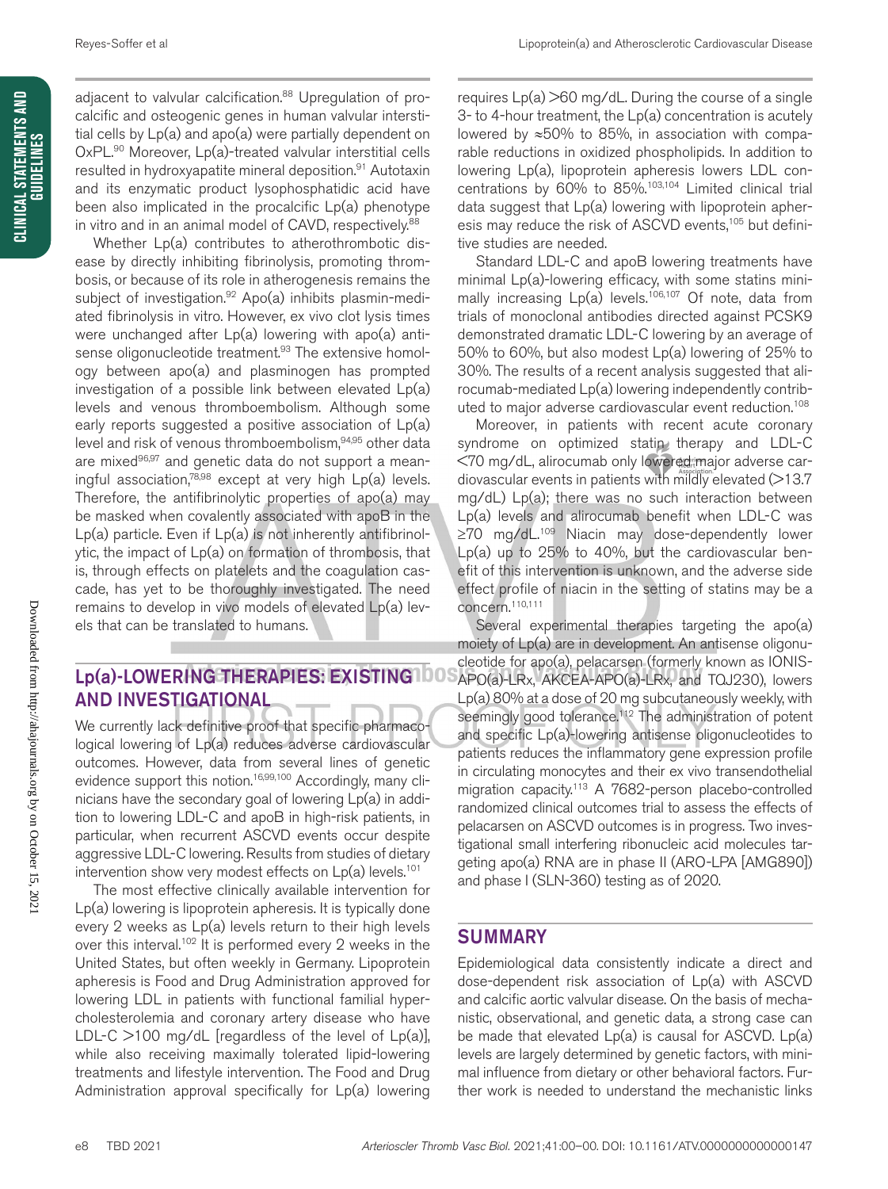adjacent to valvular calcification.[88] Upregulation of procalcific and osteogenic genes in human valvular interstitial cells by Lp(a) and apo(a) were partially dependent on OxPL.[90] Moreover, Lp(a)-treated valvular interstitial cells resulted in hydroxyapatite mineral deposition.[91] Autotaxin and its enzymatic product lysophosphatidic acid have been also implicated in the procalcific Lp(a) phenotype in vitro and in an animal model of CAVD, respectively.[88]

Whether Lp(a) contributes to atherothrombotic disease by directly inhibiting fibrinolysis, promoting thrombosis, or because of its role in atherogenesis remains the subject of investigation.[92] Apo(a) inhibits plasmin-mediated fibrinolysis in vitro. However, ex vivo clot lysis times were unchanged after Lp(a) lowering with apo(a) antisense oligonucleotide treatment.[93] The extensive homology between apo(a) and plasminogen has prompted investigation of a possible link between elevated Lp(a) levels and venous thromboembolism. Although some early reports suggested a positive association of Lp(a) level and risk of venous thromboembolism,[94,95] other data are mixed[96,97] and genetic data do not support a meaningful association,[78,98] except at very high Lp(a) levels. Therefore, the antifibrinolytic properties of apo(a) may be masked when covalently associated with apoB in the Lp(a) particle. Even if Lp(a) is not inherently antifibrinolytic, the impact of Lp(a) on formation of thrombosis, that is, through effects on platelets and the coagulation cascade, has yet to be thoroughly investigated. The need remains to develop in vivo models of elevated Lp(a) levels that can be translated to humans.

## Lp(a)-LOWERING THERAPIES: EXISTING AND INVESTIGATIONAL

We currently lack definitive proof that specific pharmacological lowering of Lp(a) reduces adverse cardiovascular outcomes. However, data from several lines of genetic evidence support this notion.[16,99,100] Accordingly, many clinicians have the secondary goal of lowering Lp(a) in addition to lowering LDL-C and apoB in high-risk patients, in particular, when recurrent ASCVD events occur despite aggressive LDL-C lowering. Results from studies of dietary intervention show very modest effects on Lp(a) levels.[101]

The most effective clinically available intervention for Lp(a) lowering is lipoprotein apheresis. It is typically done every 2 weeks as Lp(a) levels return to their high levels over this interval.[102] It is performed every 2 weeks in the United States, but often weekly in Germany. Lipoprotein apheresis is Food and Drug Administration approved for lowering LDL in patients with functional familial hypercholesterolemia and coronary artery disease who have LDL-C >100 mg/dL [regardless of the level of Lp(a)], while also receiving maximally tolerated lipid-lowering treatments and lifestyle intervention. The Food and Drug Administration approval specifically for Lp(a) lowering requires Lp(a) >60 mg/dL. During the course of a single 3- to 4-hour treatment, the Lp(a) concentration is acutely lowered by ≈50% to 85%, in association with comparable reductions in oxidized phospholipids. In addition to lowering Lp(a), lipoprotein apheresis lowers LDL concentrations by 60% to 85%.[103,104] Limited clinical trial data suggest that Lp(a) lowering with lipoprotein apheresis may reduce the risk of ASCVD events,[105] but definitive studies are needed.

Standard LDL-C and apoB lowering treatments have minimal Lp(a)-lowering efficacy, with some statins minimally increasing Lp(a) levels.[106,107] Of note, data from trials of monoclonal antibodies directed against PCSK9 demonstrated dramatic LDL-C lowering by an average of 50% to 60%, but also modest Lp(a) lowering of 25% to 30%. The results of a recent analysis suggested that alirocumab-mediated Lp(a) lowering independently contributed to major adverse cardiovascular event reduction.[108]

Moreover, in patients with recent acute coronary syndrome on optimized statin therapy and LDL-C <70 mg/dL, alirocumab only lowered major adverse cardiovascular events in patients with mildly elevated (>13.7 mg/dL) Lp(a); there was no such interaction between Lp(a) levels and alirocumab benefit when LDL-C was ≥70 mg/dL.[109] Niacin may dose-dependently lower Lp(a) up to 25% to 40%, but the cardiovascular benefit of this intervention is unknown, and the adverse side effect profile of niacin in the setting of statins may be a concern.[110,111]

Several experimental therapies targeting the apo(a) moiety of Lp(a) are in development. An antisense oligonucleotide for apo(a), pelacarsen (formerly known as IONIS-APO(a)-LRx, AKCEA-APO(a)-LRx, and TQJ230), lowers Lp(a) 80% at a dose of 20 mg subcutaneously weekly, with seemingly good tolerance.[112] The administration of potent and specific Lp(a)-lowering antisense oligonucleotides to patients reduces the inflammatory gene expression profile in circulating monocytes and their ex vivo transendothelial migration capacity.[113] A 7682-person placebo-controlled randomized clinical outcomes trial to assess the effects of pelacarsen on ASCVD outcomes is in progress. Two investigational small interfering ribonucleic acid molecules targeting apo(a) RNA are in phase II (ARO-LPA [AMG890]) and phase I (SLN-360) testing as of 2020.

## SUMMARY

Epidemiological data consistently indicate a direct and dose-dependent risk association of Lp(a) with ASCVD and calcific aortic valvular disease. On the basis of mechanistic, observational, and genetic data, a strong case can be made that elevated Lp(a) is causal for ASCVD. Lp(a) levels are largely determined by genetic factors, with minimal influence from dietary or other behavioral factors. Further work is needed to understand the mechanistic links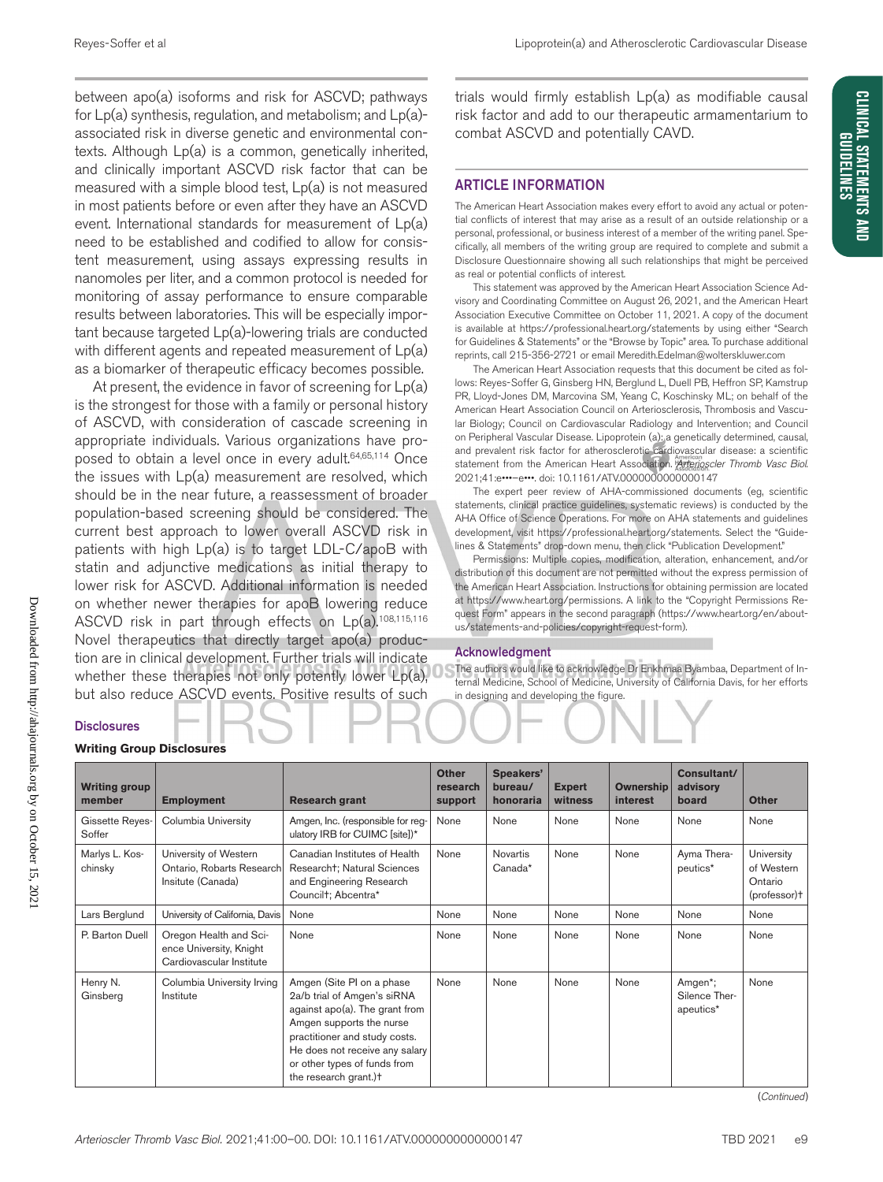between apo(a) isoforms and risk for ASCVD; pathways for Lp(a) synthesis, regulation, and metabolism; and Lp(a)-associated risk in diverse genetic and environmental contexts. Although Lp(a) is a common, genetically inherited, and clinically important ASCVD risk factor that can be measured with a simple blood test, Lp(a) is not measured in most patients before or even after they have an ASCVD event. International standards for measurement of Lp(a) need to be established and codified to allow for consistent measurement, using assays expressing results in nanomoles per liter, and a common protocol is needed for monitoring of assay performance to ensure comparable results between laboratories. This will be especially important because targeted Lp(a)-lowering trials are conducted with different agents and repeated measurement of Lp(a) as a biomarker of therapeutic efficacy becomes possible.

At present, the evidence in favor of screening for Lp(a) is the strongest for those with a family or personal history of ASCVD, with consideration of cascade screening in appropriate individuals. Various organizations have proposed to obtain a level once in every adult.[64,65,114] Once the issues with Lp(a) measurement are resolved, which should be in the near future, a reassessment of broader population-based screening should be considered. The current best approach to lower overall ASCVD risk in patients with high Lp(a) is to target LDL-C/apoB with statin and adjunctive medications as initial therapy to lower risk for ASCVD. Additional information is needed on whether newer therapies for apoB lowering reduce ASCVD risk in part through effects on Lp(a).[108,115,116] Novel therapeutics that directly target apo(a) production are in clinical development. Further trials will indicate whether these therapies not only potently lower Lp(a), but also reduce ASCVD events. Positive results of such trials would firmly establish Lp(a) as modifiable causal risk factor and add to our therapeutic armamentarium to combat ASCVD and potentially CAVD.

## ARTICLE INFORMATION

The American Heart Association makes every effort to avoid any actual or potential conflicts of interest that may arise as a result of an outside relationship or a personal, professional, or business interest of a member of the writing panel. Specifically, all members of the writing group are required to complete and submit a Disclosure Questionnaire showing all such relationships that might be perceived as real or potential conflicts of interest.

This statement was approved by the American Heart Association Science Advisory and Coordinating Committee on August 26, 2021, and the American Heart Association Executive Committee on October 11, 2021. A copy of the document is available at https://professional.heart.org/statements by using either "Search for Guidelines & Statements" or the "Browse by Topic" area. To purchase additional reprints, call 215-356-2721 or email Meredith.Edelman@wolterskluwer.com

The American Heart Association requests that this document be cited as follows: Reyes-Soffer G, Ginsberg HN, Berglund L, Duell PB, Heffron SP, Kamstrup PR, Lloyd-Jones DM, Marcovina SM, Yeang C, Koschinsky ML; on behalf of the American Heart Association Council on Arteriosclerosis, Thrombosis and Vascular Biology; Council on Cardiovascular Radiology and Intervention; and Council on Peripheral Vascular Disease. Lipoprotein (a): a genetically determined, causal, and prevalent risk factor for atherosclerotic cardiovascular disease: a scientific statement from the American Heart Association. *Arterioscler Thromb Vasc Biol.* 2021;41:e•••–e•••. doi: 10.1161/ATV.0000000000000147

The expert peer review of AHA-commissioned documents (eg, scientific statements, clinical practice guidelines, systematic reviews) is conducted by the AHA Office of Science Operations. For more on AHA statements and guidelines development, visit https://professional.heart.org/statements. Select the "Guidelines & Statements" drop-down menu, then click "Publication Development."

Permissions: Multiple copies, modification, alteration, enhancement, and/or distribution of this document are not permitted without the express permission of the American Heart Association. Instructions for obtaining permission are located at https://www.heart.org/permissions. A link to the "Copyright Permissions Request Form" appears in the second paragraph (https://www.heart.org/en/about-us/statements-and-policies/copyright-request-form).

### Acknowledgment

The authors would like to acknowledge Dr Enkhmaa Byambaa, Department of Internal Medicine, School of Medicine, University of California Davis, for her efforts in designing and developing the figure.

### Disclosures

**Writing Group Disclosures**

| Writing group member | Employment | Research grant | Other research support | Speakers' bureau/ honoraria | Expert witness | Ownership interest | Consultant/ advisory board | Other |
|---|---|---|---|---|---|---|---|---|
| Gissette Reyes-Soffer | Columbia University | Amgen, Inc. (responsible for regulatory IRB for CUIMC [site])* | None | None | None | None | None | None |
| Marlys L. Koschinsky | University of Western Ontario, Robarts Research Insitute (Canada) | Canadian Institutes of Health Research†; Natural Sciences and Engineering Research Council†; Abcentra* | None | Novartis Canada* | None | None | Ayma Therapeutics* | University of Western Ontario (professor)† |
| Lars Berglund | University of California, Davis | None | None | None | None | None | None | None |
| P. Barton Duell | Oregon Health and Science University, Knight Cardiovascular Institute | None | None | None | None | None | None | None |
| Henry N. Ginsberg | Columbia University Irving Institute | Amgen (Site PI on a phase 2a/b trial of Amgen's siRNA against apo(a). The grant from Amgen supports the nurse practitioner and study costs. He does not receive any salary or other types of funds from the research grant.)† | None | None | None | None | Amgen*; Silence Therapeutics* | None |

(*Continued*)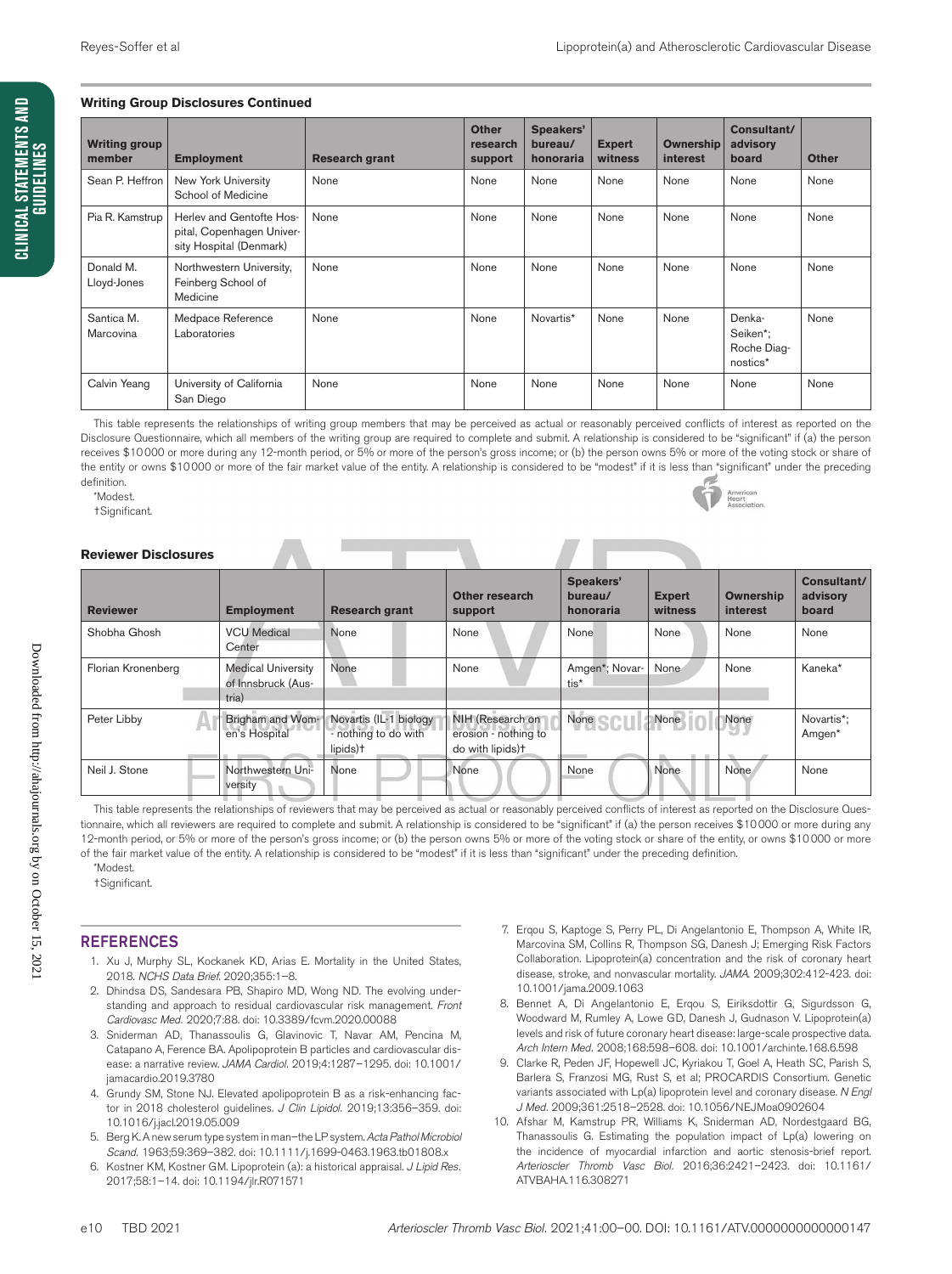**Writing Group Disclosures Continued**

| Writing group member | Employment | Research grant | Other research support | Speakers' bureau/ honoraria | Expert witness | Ownership interest | Consultant/ advisory board | Other |
|---|---|---|---|---|---|---|---|---|
| Sean P. Heffron | New York University School of Medicine | None | None | None | None | None | None | None |
| Pia R. Kamstrup | Herlev and Gentofte Hospital, Copenhagen University Hospital (Denmark) | None | None | None | None | None | None | None |
| Donald M. Lloyd-Jones | Northwestern University, Feinberg School of Medicine | None | None | None | None | None | None | None |
| Santica M. Marcovina | Medpace Reference Laboratories | None | None | Novartis* | None | None | Denka-Seiken*; Roche Diagnostics* | None |
| Calvin Yeang | University of California San Diego | None | None | None | None | None | None | None |

This table represents the relationships of writing group members that may be perceived as actual or reasonably perceived conflicts of interest as reported on the Disclosure Questionnaire, which all members of the writing group are required to complete and submit. A relationship is considered to be "significant" if (a) the person receives $10 000 or more during any 12-month period, or 5% or more of the person's gross income; or (b) the person owns 5% or more of the voting stock or share of the entity or owns $10 000 or more of the fair market value of the entity. A relationship is considered to be "modest" if it is less than "significant" under the preceding definition.

*Modest.

†Significant.

**Reviewer Disclosures**

| Reviewer | Employment | Research grant | Other research support | Speakers' bureau/ honoraria | Expert witness | Ownership interest | Consultant/ advisory board |
|---|---|---|---|---|---|---|---|
| Shobha Ghosh | VCU Medical Center | None | None | None | None | None | None |
| Florian Kronenberg | Medical University of Innsbruck (Austria) | None | None | Amgen*; Novartis* | None | None | Kaneka* |
| Peter Libby | Brigham and Women's Hospital | Novartis (IL-1 biology - nothing to do with lipids)† | NIH (Research on erosion - nothing to do with lipids)† | None | None | None | Novartis*; Amgen* |
| Neil J. Stone | Northwestern University | None | None | None | None | None | None |

This table represents the relationships of reviewers that may be perceived as actual or reasonably perceived conflicts of interest as reported on the Disclosure Questionnaire, which all reviewers are required to complete and submit. A relationship is considered to be "significant" if (a) the person receives $10 000 or more during any 12-month period, or 5% or more of the person's gross income; or (b) the person owns 5% or more of the voting stock or share of the entity, or owns $10 000 or more of the fair market value of the entity. A relationship is considered to be "modest" if it is less than "significant" under the preceding definition.

*Modest.

†Significant.

## REFERENCES

1. Xu J, Murphy SL, Kockanek KD, Arias E. Mortality in the United States, 2018. *NCHS Data Brief.* 2020;355:1–8.
2. Dhindsa DS, Sandesara PB, Shapiro MD, Wong ND. The evolving understanding and approach to residual cardiovascular risk management. *Front Cardiovasc Med.* 2020;7:88. doi: 10.3389/fcvm.2020.00088
3. Sniderman AD, Thanassoulis G, Glavinovic T, Navar AM, Pencina M, Catapano A, Ference BA. Apolipoprotein B particles and cardiovascular disease: a narrative review. *JAMA Cardiol.* 2019;4:1287–1295. doi: 10.1001/jamacardio.2019.3780
4. Grundy SM, Stone NJ. Elevated apolipoprotein B as a risk-enhancing factor in 2018 cholesterol guidelines. *J Clin Lipidol.* 2019;13:356–359. doi: 10.1016/j.jacl.2019.05.009
5. Berg K. A new serum type system in man–the LP system. *Acta Pathol Microbiol Scand.* 1963;59:369–382. doi: 10.1111/j.1699-0463.1963.tb01808.x
6. Kostner KM, Kostner GM. Lipoprotein (a): a historical appraisal. *J Lipid Res.* 2017;58:1–14. doi: 10.1194/jlr.R071571
7. Erqou S, Kaptoge S, Perry PL, Di Angelantonio E, Thompson A, White IR, Marcovina SM, Collins R, Thompson SG, Danesh J; Emerging Risk Factors Collaboration. Lipoprotein(a) concentration and the risk of coronary heart disease, stroke, and nonvascular mortality. *JAMA.* 2009;302:412-423. doi: 10.1001/jama.2009.1063
8. Bennet A, Di Angelantonio E, Erqou S, Eiriksdottir G, Sigurdsson G, Woodward M, Rumley A, Lowe GD, Danesh J, Gudnason V. Lipoprotein(a) levels and risk of future coronary heart disease: large-scale prospective data. *Arch Intern Med.* 2008;168:598–608. doi: 10.1001/archinte.168.6.598
9. Clarke R, Peden JF, Hopewell JC, Kyriakou T, Goel A, Heath SC, Parish S, Barlera S, Franzosi MG, Rust S, et al; PROCARDIS Consortium. Genetic variants associated with Lp(a) lipoprotein level and coronary disease. *N Engl J Med.* 2009;361:2518–2528. doi: 10.1056/NEJMoa0902604
10. Afshar M, Kamstrup PR, Williams K, Sniderman AD, Nordestgaard BG, Thanassoulis G. Estimating the population impact of Lp(a) lowering on the incidence of myocardial infarction and aortic stenosis-brief report. *Arterioscler Thromb Vasc Biol.* 2016;36:2421–2423. doi: 10.1161/ATVBAHA.116.308271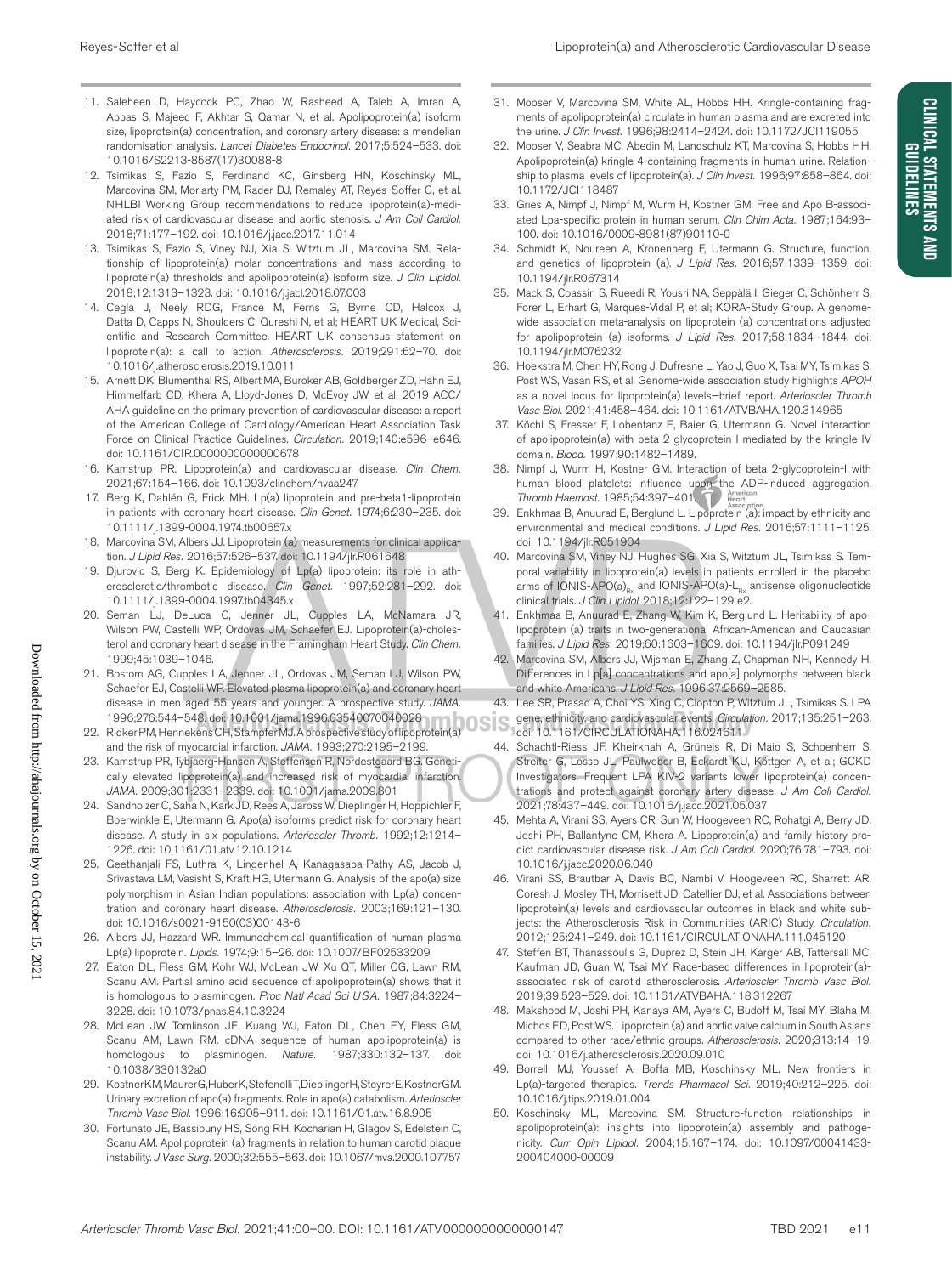11. Saleheen D, Haycock PC, Zhao W, Rasheed A, Taleb A, Imran A, Abbas S, Majeed F, Akhtar S, Qamar N, et al. Apolipoprotein(a) isoform size, lipoprotein(a) concentration, and coronary artery disease: a mendelian randomisation analysis. *Lancet Diabetes Endocrinol.* 2017;5:524–533. doi: 10.1016/S2213-8587(17)30088-8
12. Tsimikas S, Fazio S, Ferdinand KC, Ginsberg HN, Koschinsky ML, Marcovina SM, Moriarty PM, Rader DJ, Remaley AT, Reyes-Soffer G, et al. NHLBI Working Group recommendations to reduce lipoprotein(a)-mediated risk of cardiovascular disease and aortic stenosis. *J Am Coll Cardiol.* 2018;71:177–192. doi: 10.1016/j.jacc.2017.11.014
13. Tsimikas S, Fazio S, Viney NJ, Xia S, Witztum JL, Marcovina SM. Relationship of lipoprotein(a) molar concentrations and mass according to lipoprotein(a) thresholds and apolipoprotein(a) isoform size. *J Clin Lipidol.* 2018;12:1313–1323. doi: 10.1016/j.jacl.2018.07.003
14. Cegla J, Neely RDG, France M, Ferns G, Byrne CD, Halcox J, Datta D, Capps N, Shoulders C, Qureshi N, et al; HEART UK Medical, Scientific and Research Committee. HEART UK consensus statement on lipoprotein(a): a call to action. *Atherosclerosis.* 2019;291:62–70. doi: 10.1016/j.atherosclerosis.2019.10.011
15. Arnett DK, Blumenthal RS, Albert MA, Buroker AB, Goldberger ZD, Hahn EJ, Himmelfarb CD, Khera A, Lloyd-Jones D, McEvoy JW, et al. 2019 ACC/AHA guideline on the primary prevention of cardiovascular disease: a report of the American College of Cardiology/American Heart Association Task Force on Clinical Practice Guidelines. *Circulation.* 2019;140:e596–e646. doi: 10.1161/CIR.0000000000000678
16. Kamstrup PR. Lipoprotein(a) and cardiovascular disease. *Clin Chem.* 2021;67:154–166. doi: 10.1093/clinchem/hvaa247
17. Berg K, Dahlén G, Frick MH. Lp(a) lipoprotein and pre-beta1-lipoprotein in patients with coronary heart disease. *Clin Genet.* 1974;6:230–235. doi: 10.1111/j.1399-0004.1974.tb00657.x
18. Marcovina SM, Albers JJ. Lipoprotein (a) measurements for clinical application. *J Lipid Res.* 2016;57:526–537. doi: 10.1194/jlr.R061648
19. Djurovic S, Berg K. Epidemiology of Lp(a) lipoprotein: its role in atherosclerotic/thrombotic disease. *Clin Genet.* 1997;52:281–292. doi: 10.1111/j.1399-0004.1997.tb04345.x
20. Seman LJ, DeLuca C, Jenner JL, Cupples LA, McNamara JR, Wilson PW, Castelli WP, Ordovas JM, Schaefer EJ. Lipoprotein(a)-cholesterol and coronary heart disease in the Framingham Heart Study. *Clin Chem.* 1999;45:1039–1046.
21. Bostom AG, Cupples LA, Jenner JL, Ordovas JM, Seman LJ, Wilson PW, Schaefer EJ, Castelli WP. Elevated plasma lipoprotein(a) and coronary heart disease in men aged 55 years and younger. A prospective study. *JAMA.* 1996;276:544–548. doi: 10.1001/jama.1996.03540070040028
22. Ridker PM, Hennekens CH, Stampfer MJ. A prospective study of lipoprotein(a) and the risk of myocardial infarction. *JAMA.* 1993;270:2195–2199.
23. Kamstrup PR, Tybjaerg-Hansen A, Steffensen R, Nordestgaard BG. Genetically elevated lipoprotein(a) and increased risk of myocardial infarction. *JAMA.* 2009;301:2331–2339. doi: 10.1001/jama.2009.801
24. Sandholzer C, Saha N, Kark JD, Rees A, Jaross W, Dieplinger H, Hoppichler F, Boerwinkle E, Utermann G. Apo(a) isoforms predict risk for coronary heart disease. A study in six populations. *Arterioscler Thromb.* 1992;12:1214–1226. doi: 10.1161/01.atv.12.10.1214
25. Geethanjali FS, Luthra K, Lingenhel A, Kanagasaba-Pathy AS, Jacob J, Srivastava LM, Vasisht S, Kraft HG, Utermann G. Analysis of the apo(a) size polymorphism in Asian Indian populations: association with Lp(a) concentration and coronary heart disease. *Atherosclerosis.* 2003;169:121–130. doi: 10.1016/s0021-9150(03)00143-6
26. Albers JJ, Hazzard WR. Immunochemical quantification of human plasma Lp(a) lipoprotein. *Lipids.* 1974;9:15–26. doi: 10.1007/BF02533209
27. Eaton DL, Fless GM, Kohr WJ, McLean JW, Xu QT, Miller CG, Lawn RM, Scanu AM. Partial amino acid sequence of apolipoprotein(a) shows that it is homologous to plasminogen. *Proc Natl Acad Sci USA.* 1987;84:3224–3228. doi: 10.1073/pnas.84.10.3224
28. McLean JW, Tomlinson JE, Kuang WJ, Eaton DL, Chen EY, Fless GM, Scanu AM, Lawn RM. cDNA sequence of human apolipoprotein(a) is homologous to plasminogen. *Nature.* 1987;330:132–137. doi: 10.1038/330132a0
29. Kostner KM, Maurer G, Huber K, Stefenelli T, Dieplinger H, Steyrer E, Kostner GM. Urinary excretion of apo(a) fragments. Role in apo(a) catabolism. *Arterioscler Thromb Vasc Biol.* 1996;16:905–911. doi: 10.1161/01.atv.16.8.905
30. Fortunato JE, Bassiouny HS, Song RH, Kocharian H, Glagov S, Edelstein C, Scanu AM. Apolipoprotein(a) fragments in relation to human carotid plaque instability. *J Vasc Surg.* 2000;32:555–563. doi: 10.1067/mva.2000.107757
31. Mooser V, Marcovina SM, White AL, Hobbs HH. Kringle-containing fragments of apolipoprotein(a) circulate in human plasma and are excreted into the urine. *J Clin Invest.* 1996;98:2414–2424. doi: 10.1172/JCI119055
32. Mooser V, Seabra MC, Abedin M, Landschulz KT, Marcovina S, Hobbs HH. Apolipoprotein(a) kringle 4-containing fragments in human urine. Relationship to plasma levels of lipoprotein(a). *J Clin Invest.* 1996;97:858–864. doi: 10.1172/JCI118487
33. Gries A, Nimpf J, Nimpf M, Wurm H, Kostner GM. Free and Apo B-associated Lpa-specific protein in human serum. *Clin Chim Acta.* 1987;164:93–100. doi: 10.1016/0009-8981(87)90110-0
34. Schmidt K, Noureen A, Kronenberg F, Utermann G. Structure, function, and genetics of lipoprotein (a). *J Lipid Res.* 2016;57:1339–1359. doi: 10.1194/jlr.R067314
35. Mack S, Coassin S, Rueedi R, Yousri NA, Seppälä I, Gieger C, Schönherr S, Forer L, Erhart G, Marques-Vidal P, et al; KORA-Study Group. A genome-wide association meta-analysis on lipoprotein (a) concentrations adjusted for apolipoprotein (a) isoforms. *J Lipid Res.* 2017;58:1834–1844. doi: 10.1194/jlr.M076232
36. Hoekstra M, Chen HY, Rong J, Dufresne L, Yao J, Guo X, Tsai MY, Tsimikas S, Post WS, Vasan RS, et al. Genome-wide association study highlights *APOH* as a novel locus for lipoprotein(a) levels—brief report. *Arterioscler Thromb Vasc Biol.* 2021;41:458–464. doi: 10.1161/ATVBAHA.120.314965
37. Köchl S, Fresser F, Lobentanz E, Baier G, Utermann G. Novel interaction of apolipoprotein(a) with beta-2 glycoprotein I mediated by the kringle IV domain. *Blood.* 1997;90:1482–1489.
38. Nimpf J, Wurm H, Kostner GM. Interaction of beta 2-glycoprotein-I with human blood platelets: influence upon the ADP-induced aggregation. *Thromb Haemost.* 1985;54:397–401.
39. Enkhmaa B, Anuurad E, Berglund L. Lipoprotein (a): impact by ethnicity and environmental and medical conditions. *J Lipid Res.* 2016;57:1111–1125. doi: 10.1194/jlr.R051904
40. Marcovina SM, Viney NJ, Hughes SG, Xia S, Witztum JL, Tsimikas S. Temporal variability in lipoprotein(a) levels in patients enrolled in the placebo arms of IONIS-APO(a)$_{Rx}$ and IONIS-APO(a)-L$_{Rx}$ antisense oligonucleotide clinical trials. *J Clin Lipidol.* 2018;12:122–129 e2.
41. Enkhmaa B, Anuurad E, Zhang W, Kim K, Berglund L. Heritability of apolipoprotein (a) traits in two-generational African-American and Caucasian families. *J Lipid Res.* 2019;60:1603–1609. doi: 10.1194/jlr.P091249
42. Marcovina SM, Albers JJ, Wijsman E, Zhang Z, Chapman NH, Kennedy H. Differences in Lp[a] concentrations and apo[a] polymorphs between black and white Americans. *J Lipid Res.* 1996;37:2569–2585.
43. Lee SR, Prasad A, Choi YS, Xing C, Clopton P, Witztum JL, Tsimikas S. LPA gene, ethnicity, and cardiovascular events. *Circulation.* 2017;135:251–263. doi: 10.1161/CIRCULATIONAHA.116.024611
44. Schachtl-Riess JF, Kheirkhah A, Grüneis R, Di Maio S, Schoenherr S, Streiter G, Losso JL, Paulweber B, Eckardt KU, Köttgen A, et al; GCKD Investigators. Frequent LPA KIV-2 variants lower lipoprotein(a) concentrations and protect against coronary artery disease. *J Am Coll Cardiol.* 2021;78:437–449. doi: 10.1016/j.jacc.2021.05.037
45. Mehta A, Virani SS, Ayers CR, Sun W, Hoogeveen RC, Rohatgi A, Berry JD, Joshi PH, Ballantyne CM, Khera A. Lipoprotein(a) and family history predict cardiovascular disease risk. *J Am Coll Cardiol.* 2020;76:781–793. doi: 10.1016/j.jacc.2020.06.040
46. Virani SS, Brautbar A, Davis BC, Nambi V, Hoogeveen RC, Sharrett AR, Coresh J, Mosley TH, Morrisett JD, Catellier DJ, et al. Associations between lipoprotein(a) levels and cardiovascular outcomes in black and white subjects: the Atherosclerosis Risk in Communities (ARIC) Study. *Circulation.* 2012;125:241–249. doi: 10.1161/CIRCULATIONAHA.111.045120
47. Steffen BT, Thanassoulis G, Duprez D, Stein JH, Karger AB, Tattersall MC, Kaufman JD, Guan W, Tsai MY. Race-based differences in lipoprotein(a)-associated risk of carotid atherosclerosis. *Arterioscler Thromb Vasc Biol.* 2019;39:523–529. doi: 10.1161/ATVBAHA.118.312267
48. Makshood M, Joshi PH, Kanaya AM, Ayers C, Budoff M, Tsai MY, Blaha M, Michos ED, Post WS. Lipoprotein (a) and aortic valve calcium in South Asians compared to other race/ethnic groups. *Atherosclerosis.* 2020;313:14–19. doi: 10.1016/j.atherosclerosis.2020.09.010
49. Borrelli MJ, Youssef A, Boffa MB, Koschinsky ML. New frontiers in Lp(a)-targeted therapies. *Trends Pharmacol Sci.* 2019;40:212–225. doi: 10.1016/j.tips.2019.01.004
50. Koschinsky ML, Marcovina SM. Structure-function relationships in apolipoprotein(a): insights into lipoprotein(a) assembly and pathogenicity. *Curr Opin Lipidol.* 2004;15:167–174. doi: 10.1097/00041433-200404000-00009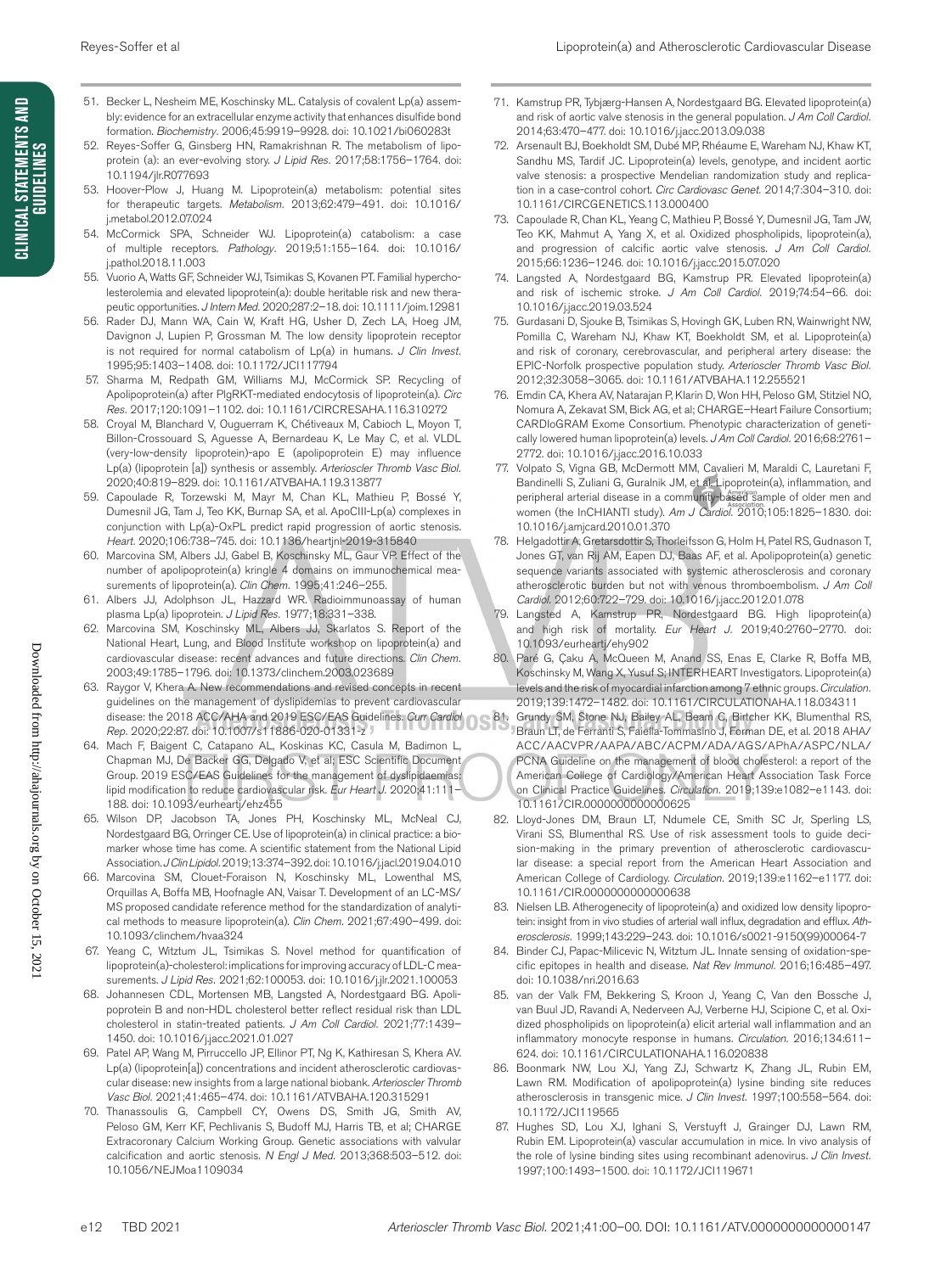51. Becker L, Nesheim ME, Koschinsky ML. Catalysis of covalent Lp(a) assembly: evidence for an extracellular enzyme activity that enhances disulfide bond formation. *Biochemistry*. 2006;45:9919–9928. doi: 10.1021/bi060283t
52. Reyes-Soffer G, Ginsberg HN, Ramakrishnan R. The metabolism of lipoprotein (a): an ever-evolving story. *J Lipid Res*. 2017;58:1756–1764. doi: 10.1194/jlr.R077693
53. Hoover-Plow J, Huang M. Lipoprotein(a) metabolism: potential sites for therapeutic targets. *Metabolism*. 2013;62:479–491. doi: 10.1016/j.metabol.2012.07.024
54. McCormick SPA, Schneider WJ. Lipoprotein(a) catabolism: a case of multiple receptors. *Pathology*. 2019;51:155–164. doi: 10.1016/j.pathol.2018.11.003
55. Vuorio A, Watts GF, Schneider WJ, Tsimikas S, Kovanen PT. Familial hypercholesterolemia and elevated lipoprotein(a): double heritable risk and new therapeutic opportunities. *J Intern Med*. 2020;287:2–18. doi: 10.1111/joim.12981
56. Rader DJ, Mann WA, Cain W, Kraft HG, Usher D, Zech LA, Hoeg JM, Davignon J, Lupien P, Grossman M. The low density lipoprotein receptor is not required for normal catabolism of Lp(a) in humans. *J Clin Invest*. 1995;95:1403–1408. doi: 10.1172/JCI117794
57. Sharma M, Redpath GM, Williams MJ, McCormick SP. Recycling of Apolipoprotein(a) after PlgRKT-mediated endocytosis of lipoprotein(a). *Circ Res*. 2017;120:1091–1102. doi: 10.1161/CIRCRESAHA.116.310272
58. Croyal M, Blanchard V, Ouguerram K, Chétiveaux M, Cabioch L, Moyon T, Billon-Crossouard S, Aguesse A, Bernardeau K, Le May C, et al. VLDL (very-low-density lipoprotein)-apo E (apolipoprotein E) may influence Lp(a) (lipoprotein [a]) synthesis or assembly. *Arterioscler Thromb Vasc Biol*. 2020;40:819–829. doi: 10.1161/ATVBAHA.119.313877
59. Capoulade R, Torzewski M, Mayr M, Chan KL, Mathieu P, Bossé Y, Dumesnil JG, Tam J, Teo KK, Burnap SA, et al. ApoCIII-Lp(a) complexes in conjunction with Lp(a)-OxPL predict rapid progression of aortic stenosis. *Heart*. 2020;106:738–745. doi: 10.1136/heartjnl-2019-315840
60. Marcovina SM, Albers JJ, Gabel B, Koschinsky ML, Gaur VP. Effect of the number of apolipoprotein(a) kringle 4 domains on immunochemical measurements of lipoprotein(a). *Clin Chem*. 1995;41:246–255.
61. Albers JJ, Adolphson JL, Hazzard WR. Radioimmunoassay of human plasma Lp(a) lipoprotein. *J Lipid Res*. 1977;18:331–338.
62. Marcovina SM, Koschinsky ML, Albers JJ, Skarlatos S. Report of the National Heart, Lung, and Blood Institute workshop on lipoprotein(a) and cardiovascular disease: recent advances and future directions. *Clin Chem*. 2003;49:1785–1796. doi: 10.1373/clinchem.2003.023689
63. Raygor V, Khera A. New recommendations and revised concepts in recent guidelines on the management of dyslipidemias to prevent cardiovascular disease: the 2018 ACC/AHA and 2019 ESC/EAS Guidelines. *Curr Cardiol Rep*. 2020;22:87. doi: 10.1007/s11886-020-01331-z
64. Mach F, Baigent C, Catapano AL, Koskinas KC, Casula M, Badimon L, Chapman MJ, De Backer GG, Delgado V, et al; ESC Scientific Document Group. 2019 ESC/EAS Guidelines for the management of dyslipidaemias: lipid modification to reduce cardiovascular risk. *Eur Heart J*. 2020;41:111–188. doi: 10.1093/eurheartj/ehz455
65. Wilson DP, Jacobson TA, Jones PH, Koschinsky ML, McNeal CJ, Nordestgaard BG, Orringer CE. Use of lipoprotein(a) in clinical practice: a biomarker whose time has come. A scientific statement from the National Lipid Association. *J Clin Lipidol*. 2019;13:374–392. doi: 10.1016/j.jacl.2019.04.010
66. Marcovina SM, Clouet-Foraison N, Koschinsky ML, Lowenthal MS, Orquillas A, Boffa MB, Hoofnagle AN, Vaisar T. Development of an LC-MS/MS proposed candidate reference method for the standardization of analytical methods to measure lipoprotein(a). *Clin Chem*. 2021;67:490–499. doi: 10.1093/clinchem/hvaa324
67. Yeang C, Witztum JL, Tsimikas S. Novel method for quantification of lipoprotein(a)-cholesterol: implications for improving accuracy of LDL-C measurements. *J Lipid Res*. 2021;62:100053. doi: 10.1016/j.jlr.2021.100053
68. Johannesen CDL, Mortensen MB, Langsted A, Nordestgaard BG. Apolipoprotein B and non-HDL cholesterol better reflect residual risk than LDL cholesterol in statin-treated patients. *J Am Coll Cardiol*. 2021;77:1439–1450. doi: 10.1016/j.jacc.2021.01.027
69. Patel AP, Wang M, Pirruccello JP, Ellinor PT, Ng K, Kathiresan S, Khera AV. Lp(a) (lipoprotein[a]) concentrations and incident atherosclerotic cardiovascular disease: new insights from a large national biobank. *Arterioscler Thromb Vasc Biol*. 2021;41:465–474. doi: 10.1161/ATVBAHA.120.315291
70. Thanassoulis G, Campbell CY, Owens DS, Smith JG, Smith AV, Peloso GM, Kerr KF, Pechlivanis S, Budoff MJ, Harris TB, et al; CHARGE Extracoronary Calcium Working Group. Genetic associations with valvular calcification and aortic stenosis. *N Engl J Med*. 2013;368:503–512. doi: 10.1056/NEJMoa1109034
71. Kamstrup PR, Tybjærg-Hansen A, Nordestgaard BG. Elevated lipoprotein(a) and risk of aortic valve stenosis in the general population. *J Am Coll Cardiol*. 2014;63:470–477. doi: 10.1016/j.jacc.2013.09.038
72. Arsenault BJ, Boekholdt SM, Dubé MP, Rhéaume E, Wareham NJ, Khaw KT, Sandhu MS, Tardif JC. Lipoprotein(a) levels, genotype, and incident aortic valve stenosis: a prospective Mendelian randomization study and replication in a case-control cohort. *Circ Cardiovasc Genet*. 2014;7:304–310. doi: 10.1161/CIRCGENETICS.113.000400
73. Capoulade R, Chan KL, Yeang C, Mathieu P, Bossé Y, Dumesnil JG, Tam JW, Teo KK, Mahmut A, Yang X, et al. Oxidized phospholipids, lipoprotein(a), and progression of calcific aortic valve stenosis. *J Am Coll Cardiol*. 2015;66:1236–1246. doi: 10.1016/j.jacc.2015.07.020
74. Langsted A, Nordestgaard BG, Kamstrup PR. Elevated lipoprotein(a) and risk of ischemic stroke. *J Am Coll Cardiol*. 2019;74:54–66. doi: 10.1016/j.jacc.2019.03.524
75. Gurdasani D, Sjouke B, Tsimikas S, Hovingh GK, Luben RN, Wainwright NW, Pomilla C, Wareham NJ, Khaw KT, Boekholdt SM, et al. Lipoprotein(a) and risk of coronary, cerebrovascular, and peripheral artery disease: the EPIC-Norfolk prospective population study. *Arterioscler Thromb Vasc Biol*. 2012;32:3058–3065. doi: 10.1161/ATVBAHA.112.255521
76. Emdin CA, Khera AV, Natarajan P, Klarin D, Won HH, Peloso GM, Stitziel NO, Nomura A, Zekavat SM, Bick AG, et al; CHARGE–Heart Failure Consortium; CARDIoGRAM Exome Consortium. Phenotypic characterization of genetically lowered human lipoprotein(a) levels. *J Am Coll Cardiol*. 2016;68:2761–2772. doi: 10.1016/j.jacc.2016.10.033
77. Volpato S, Vigna GB, McDermott MM, Cavalieri M, Maraldi C, Lauretani F, Bandinelli S, Zuliani G, Guralnik JM, et al. Lipoprotein(a), inflammation, and peripheral arterial disease in a community-based sample of older men and women (the InCHIANTI study). *Am J Cardiol*. 2010;105:1825–1830. doi: 10.1016/j.amjcard.2010.01.370
78. Helgadottir A, Gretarsdottir S, Thorleifsson G, Holm H, Patel RS, Gudnason T, Jones GT, van Rij AM, Eapen DJ, Baas AF, et al. Apolipoprotein(a) genetic sequence variants associated with systemic atherosclerosis and coronary atherosclerotic burden but not with venous thromboembolism. *J Am Coll Cardiol*. 2012;60:722–729. doi: 10.1016/j.jacc.2012.01.078
79. Langsted A, Kamstrup PR, Nordestgaard BG. High lipoprotein(a) and high risk of mortality. *Eur Heart J*. 2019;40:2760–2770. doi: 10.1093/eurheartj/ehy902
80. Paré G, Çaku A, McQueen M, Anand SS, Enas E, Clarke R, Boffa MB, Koschinsky M, Wang X, Yusuf S; INTERHEART Investigators. Lipoprotein(a) levels and the risk of myocardial infarction among 7 ethnic groups. *Circulation*. 2019;139:1472–1482. doi: 10.1161/CIRCULATIONAHA.118.034311
81. Grundy SM, Stone NJ, Bailey AL, Beam C, Birtcher KK, Blumenthal RS, Braun LT, de Ferranti S, Faiella-Tommasino J, Forman DE, et al. 2018 AHA/ACC/AACVPR/AAPA/ABC/ACPM/ADA/AGS/APhA/ASPC/NLA/PCNA Guideline on the management of blood cholesterol: a report of the American College of Cardiology/American Heart Association Task Force on Clinical Practice Guidelines. *Circulation*. 2019;139:e1082–e1143. doi: 10.1161/CIR.0000000000000625
82. Lloyd-Jones DM, Braun LT, Ndumele CE, Smith SC Jr, Sperling LS, Virani SS, Blumenthal RS. Use of risk assessment tools to guide decision-making in the primary prevention of atherosclerotic cardiovascular disease: a special report from the American Heart Association and American College of Cardiology. *Circulation*. 2019;139:e1162–e1177. doi: 10.1161/CIR.0000000000000638
83. Nielsen LB. Atherogenecity of lipoprotein(a) and oxidized low density lipoprotein: insight from in vivo studies of arterial wall influx, degradation and efflux. *Atherosclerosis*. 1999;143:229–243. doi: 10.1016/s0021-9150(99)00064-7
84. Binder CJ, Papac-Milicevic N, Witztum JL. Innate sensing of oxidation-specific epitopes in health and disease. *Nat Rev Immunol*. 2016;16:485–497. doi: 10.1038/nri.2016.63
85. van der Valk FM, Bekkering S, Kroon J, Yeang C, Van den Bossche J, van Buul JD, Ravandi A, Nederveen AJ, Verberne HJ, Scipione C, et al. Oxidized phospholipids on lipoprotein(a) elicit arterial wall inflammation and an inflammatory monocyte response in humans. *Circulation*. 2016;134:611–624. doi: 10.1161/CIRCULATIONAHA.116.020838
86. Boonmark NW, Lou XJ, Yang ZJ, Schwartz K, Zhang JL, Rubin EM, Lawn RM. Modification of apolipoprotein(a) lysine binding site reduces atherosclerosis in transgenic mice. *J Clin Invest*. 1997;100:558–564. doi: 10.1172/JCI119565
87. Hughes SD, Lou XJ, Ighani S, Verstuyft J, Grainger DJ, Lawn RM, Rubin EM. Lipoprotein(a) vascular accumulation in mice. In vivo analysis of the role of lysine binding sites using recombinant adenovirus. *J Clin Invest*. 1997;100:1493–1500. doi: 10.1172/JCI119671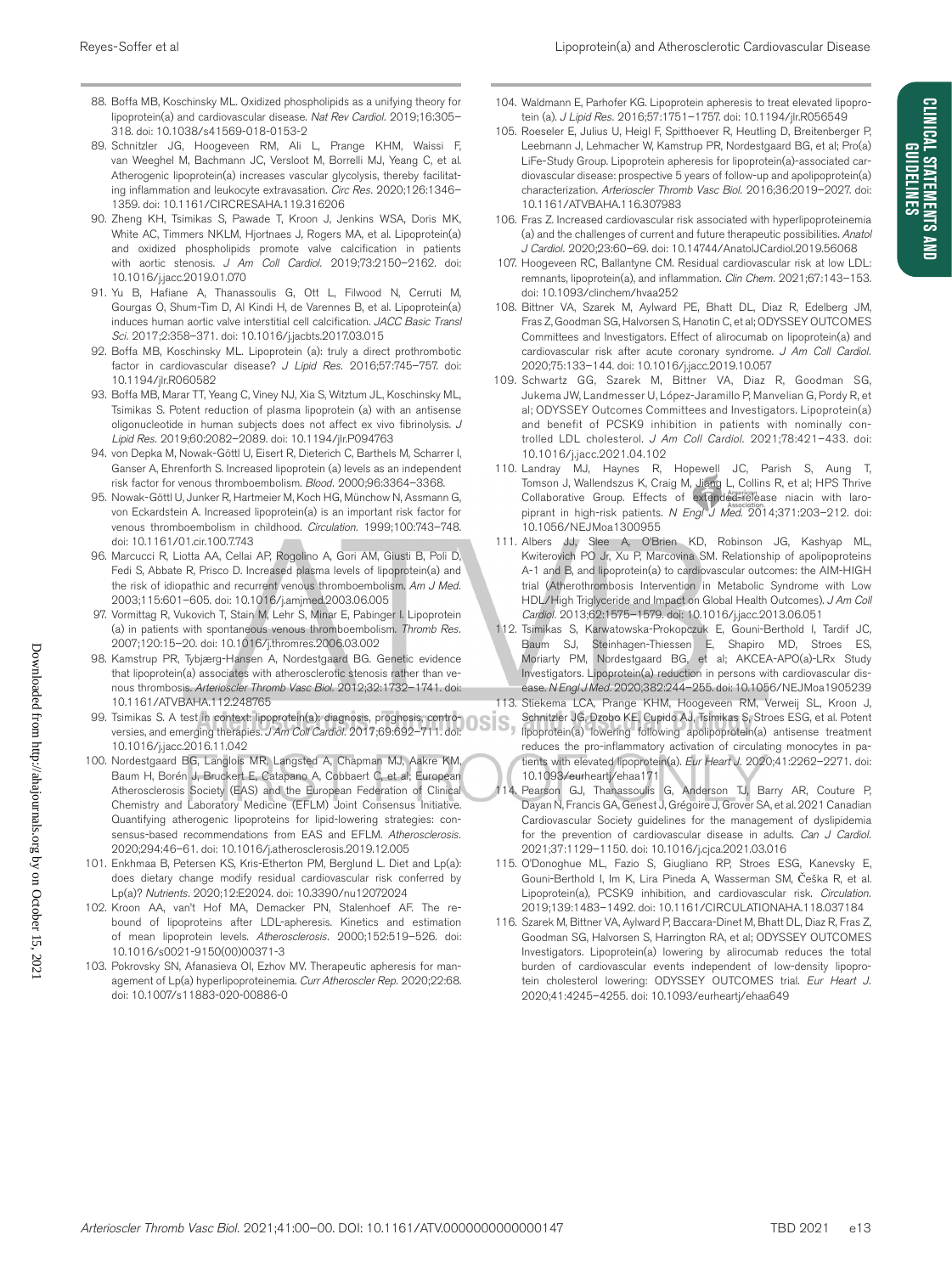88. Boffa MB, Koschinsky ML. Oxidized phospholipids as a unifying theory for lipoprotein(a) and cardiovascular disease. *Nat Rev Cardiol.* 2019;16:305–318. doi: 10.1038/s41569-018-0153-2
89. Schnitzler JG, Hoogeveen RM, Ali L, Prange KHM, Waissi F, van Weeghel M, Bachmann JC, Versloot M, Borrelli MJ, Yeang C, et al. Atherogenic lipoprotein(a) increases vascular glycolysis, thereby facilitating inflammation and leukocyte extravasation. *Circ Res.* 2020;126:1346–1359. doi: 10.1161/CIRCRESAHA.119.316206
90. Zheng KH, Tsimikas S, Pawade T, Kroon J, Jenkins WSA, Doris MK, White AC, Timmers NKLM, Hjortnaes J, Rogers MA, et al. Lipoprotein(a) and oxidized phospholipids promote valve calcification in patients with aortic stenosis. *J Am Coll Cardiol.* 2019;73:2150–2162. doi: 10.1016/j.jacc.2019.01.070
91. Yu B, Hafiane A, Thanassoulis G, Ott L, Filwood N, Cerruti M, Gourgas O, Shum-Tim D, Al Kindi H, de Varennes B, et al. Lipoprotein(a) induces human aortic valve interstitial cell calcification. *JACC Basic Transl Sci.* 2017;2:358–371. doi: 10.1016/j.jacbts.2017.03.015
92. Boffa MB, Koschinsky ML. Lipoprotein (a): truly a direct prothrombotic factor in cardiovascular disease? *J Lipid Res.* 2016;57:745–757. doi: 10.1194/jlr.R060582
93. Boffa MB, Marar TT, Yeang C, Viney NJ, Xia S, Witztum JL, Koschinsky ML, Tsimikas S. Potent reduction of plasma lipoprotein (a) with an antisense oligonucleotide in human subjects does not affect ex vivo fibrinolysis. *J Lipid Res.* 2019;60:2082–2089. doi: 10.1194/jlr.P094763
94. von Depka M, Nowak-Göttl U, Eisert R, Dieterich C, Barthels M, Scharrer I, Ganser A, Ehrenforth S. Increased lipoprotein (a) levels as an independent risk factor for venous thromboembolism. *Blood.* 2000;96:3364–3368.
95. Nowak-Göttl U, Junker R, Hartmeier M, Koch HG, Münchow N, Assmann G, von Eckardstein A. Increased lipoprotein(a) is an important risk factor for venous thromboembolism in childhood. *Circulation.* 1999;100:743–748. doi: 10.1161/01.cir.100.7.743
96. Marcucci R, Liotta AA, Cellai AP, Rogolino A, Gori AM, Giusti B, Poli D, Fedi S, Abbate R, Prisco D. Increased plasma levels of lipoprotein(a) and the risk of idiopathic and recurrent venous thromboembolism. *Am J Med.* 2003;115:601–605. doi: 10.1016/j.amjmed.2003.06.005
97. Vormittag R, Vukovich T, Stain M, Lehr S, Minar E, Pabinger I. Lipoprotein (a) in patients with spontaneous venous thromboembolism. *Thromb Res.* 2007;120:15–20. doi: 10.1016/j.thromres.2006.03.002
98. Kamstrup PR, Tybjærg-Hansen A, Nordestgaard BG. Genetic evidence that lipoprotein(a) associates with atherosclerotic stenosis rather than venous thrombosis. *Arterioscler Thromb Vasc Biol.* 2012;32:1732–1741. doi: 10.1161/ATVBAHA.112.248765
99. Tsimikas S. A test in context: lipoprotein(a): diagnosis, prognosis, controversies, and emerging therapies. *J Am Coll Cardiol.* 2017;69:692–711. doi: 10.1016/j.jacc.2016.11.042
100. Nordestgaard BG, Langlois MR, Langsted A, Chapman MJ, Aakre KM, Baum H, Borén J, Bruckert E, Catapano A, Cobbaert C, et al; European Atherosclerosis Society (EAS) and the European Federation of Clinical Chemistry and Laboratory Medicine (EFLM) Joint Consensus Initiative. Quantifying atherogenic lipoproteins for lipid-lowering strategies: consensus-based recommendations from EAS and EFLM. *Atherosclerosis.* 2020;294:46–61. doi: 10.1016/j.atherosclerosis.2019.12.005
101. Enkhmaa B, Petersen KS, Kris-Etherton PM, Berglund L. Diet and Lp(a): does dietary change modify residual cardiovascular risk conferred by Lp(a)? *Nutrients.* 2020;12:E2024. doi: 10.3390/nu12072024
102. Kroon AA, van't Hof MA, Demacker PN, Stalenhoef AF. The rebound of lipoproteins after LDL-apheresis. Kinetics and estimation of mean lipoprotein levels. *Atherosclerosis.* 2000;152:519–526. doi: 10.1016/s0021-9150(00)00371-3
103. Pokrovsky SN, Afanasieva OI, Ezhov MV. Therapeutic apheresis for management of Lp(a) hyperlipoproteinemia. *Curr Atheroscler Rep.* 2020;22:68. doi: 10.1007/s11883-020-00886-0
104. Waldmann E, Parhofer KG. Lipoprotein apheresis to treat elevated lipoprotein (a). *J Lipid Res.* 2016;57:1751–1757. doi: 10.1194/jlr.R056549
105. Roeseler E, Julius U, Heigl F, Spitthoever R, Heutling D, Breitenberger P, Leebmann J, Lehmacher W, Kamstrup PR, Nordestgaard BG, et al; Pro(a) LiFe-Study Group. Lipoprotein apheresis for lipoprotein(a)-associated cardiovascular disease: prospective 5 years of follow-up and apolipoprotein(a) characterization. *Arterioscler Thromb Vasc Biol.* 2016;36:2019–2027. doi: 10.1161/ATVBAHA.116.307983
106. Fras Z. Increased cardiovascular risk associated with hyperlipoproteinemia (a) and the challenges of current and future therapeutic possibilities. *Anatol J Cardiol.* 2020;23:60–69. doi: 10.14744/AnatolJCardiol.2019.56068
107. Hoogeveen RC, Ballantyne CM. Residual cardiovascular risk at low LDL: remnants, lipoprotein(a), and inflammation. *Clin Chem.* 2021;67:143–153. doi: 10.1093/clinchem/hvaa252
108. Bittner VA, Szarek M, Aylward PE, Bhatt DL, Diaz R, Edelberg JM, Fras Z, Goodman SG, Halvorsen S, Hanotin C, et al; ODYSSEY OUTCOMES Committees and Investigators. Effect of alirocumab on lipoprotein(a) and cardiovascular risk after acute coronary syndrome. *J Am Coll Cardiol.* 2020;75:133–144. doi: 10.1016/j.jacc.2019.10.057
109. Schwartz GG, Szarek M, Bittner VA, Diaz R, Goodman SG, Jukema JW, Landmesser U, López-Jaramillo P, Manvelian G, Pordy R, et al; ODYSSEY Outcomes Committees and Investigators. Lipoprotein(a) and benefit of PCSK9 inhibition in patients with nominally controlled LDL cholesterol. *J Am Coll Cardiol.* 2021;78:421–433. doi: 10.1016/j.jacc.2021.04.102
110. Landray MJ, Haynes R, Hopewell JC, Parish S, Aung T, Tomson J, Wallendszus K, Craig M, Jiang L, Collins R, et al; HPS Thrive Collaborative Group. Effects of extended-release niacin with laropiprant in high-risk patients. *N Engl J Med.* 2014;371:203–212. doi: 10.1056/NEJMoa1300955
111. Albers JJ, Slee A, O'Brien KD, Robinson JG, Kashyap ML, Kwiterovich PO Jr, Xu P, Marcovina SM. Relationship of apolipoproteins A-1 and B, and lipoprotein(a) to cardiovascular outcomes: the AIM-HIGH trial (Atherothrombosis Intervention in Metabolic Syndrome with Low HDL/High Triglyceride and Impact on Global Health Outcomes). *J Am Coll Cardiol.* 2013;62:1575–1579. doi: 10.1016/j.jacc.2013.06.051
112. Tsimikas S, Karwatowska-Prokopczuk E, Gouni-Berthold I, Tardif JC, Baum SJ, Steinhagen-Thiessen E, Shapiro MD, Stroes ES, Moriarty PM, Nordestgaard BG, et al; AKCEA-APO(a)-LRx Study Investigators. Lipoprotein(a) reduction in persons with cardiovascular disease. *N Engl J Med.* 2020;382:244–255. doi: 10.1056/NEJMoa1905239
113. Stiekema LCA, Prange KHM, Hoogeveen RM, Verweij SL, Kroon J, Schnitzler JG, Dzobo KE, Cupido AJ, Tsimikas S, Stroes ESG, et al. Potent lipoprotein(a) lowering following apolipoprotein(a) antisense treatment reduces the pro-inflammatory activation of circulating monocytes in patients with elevated lipoprotein(a). *Eur Heart J.* 2020;41:2262–2271. doi: 10.1093/eurheartj/ehaa171
114. Pearson GJ, Thanassoulis G, Anderson TJ, Barry AR, Couture P, Dayan N, Francis GA, Genest J, Grégoire J, Grover SA, et al. 2021 Canadian Cardiovascular Society guidelines for the management of dyslipidemia for the prevention of cardiovascular disease in adults. *Can J Cardiol.* 2021;37:1129–1150. doi: 10.1016/j.cjca.2021.03.016
115. O'Donoghue ML, Fazio S, Giugliano RP, Stroes ESG, Kanevsky E, Gouni-Berthold I, Im K, Lira Pineda A, Wasserman SM, Češka R, et al. Lipoprotein(a), PCSK9 inhibition, and cardiovascular risk. *Circulation.* 2019;139:1483–1492. doi: 10.1161/CIRCULATIONAHA.118.037184
116. Szarek M, Bittner VA, Aylward P, Baccara-Dinet M, Bhatt DL, Diaz R, Fras Z, Goodman SG, Halvorsen S, Harrington RA, et al; ODYSSEY OUTCOMES Investigators. Lipoprotein(a) lowering by alirocumab reduces the total burden of cardiovascular events independent of low-density lipoprotein cholesterol lowering: ODYSSEY OUTCOMES trial. *Eur Heart J.* 2020;41:4245–4255. doi: 10.1093/eurheartj/ehaa649